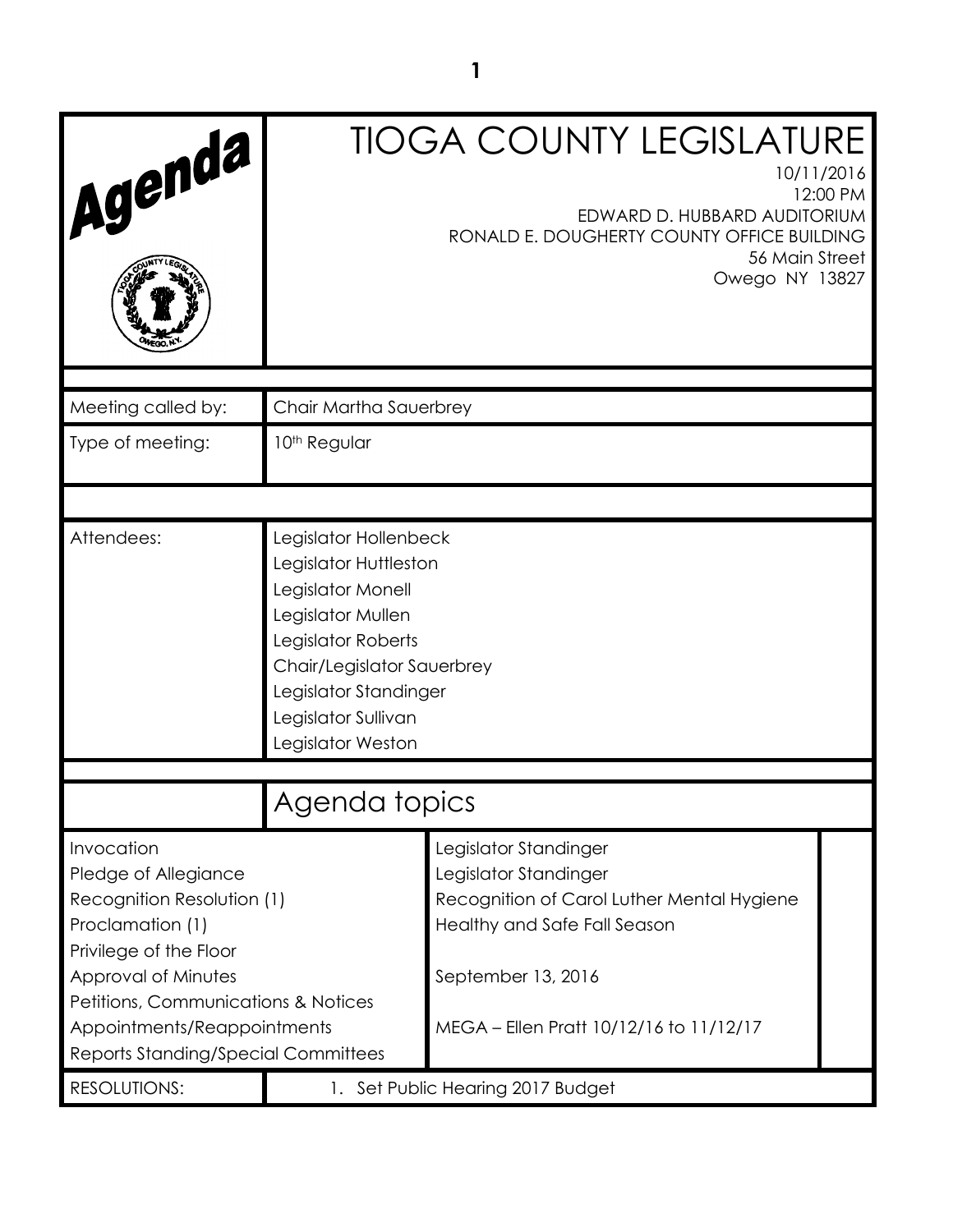# Agenda

# TIOGA COUNTY LEGISLATURE

10/11/2016
12:00 PM
EDWARD D. HUBBARD AUDITORIUM
RONALD E. DOUGHERTY COUNTY OFFICE BUILDING
56 Main Street
Owego NY 13827

| | |
|---|---|
| Meeting called by: | Chair Martha Sauerbrey |
| Type of meeting: | 10th Regular |

| | |
|---|---|
| Attendees: | Legislator Hollenbeck<br>Legislator Huttleston<br>Legislator Monell<br>Legislator Mullen<br>Legislator Roberts<br>Chair/Legislator Sauerbrey<br>Legislator Standinger<br>Legislator Sullivan<br>Legislator Weston |

## Agenda topics

| | |
|---|---|
| Invocation | Legislator Standinger |
| Pledge of Allegiance | Legislator Standinger |
| Recognition Resolution (1) | Recognition of Carol Luther Mental Hygiene |
| Proclamation (1) | Healthy and Safe Fall Season |
| Privilege of the Floor | |
| Approval of Minutes | September 13, 2016 |
| Petitions, Communications & Notices | |
| Appointments/Reappointments | MEGA – Ellen Pratt 10/12/16 to 11/12/17 |
| Reports Standing/Special Committees | |

| | |
|---|---|
| RESOLUTIONS: | 1. Set Public Hearing 2017 Budget |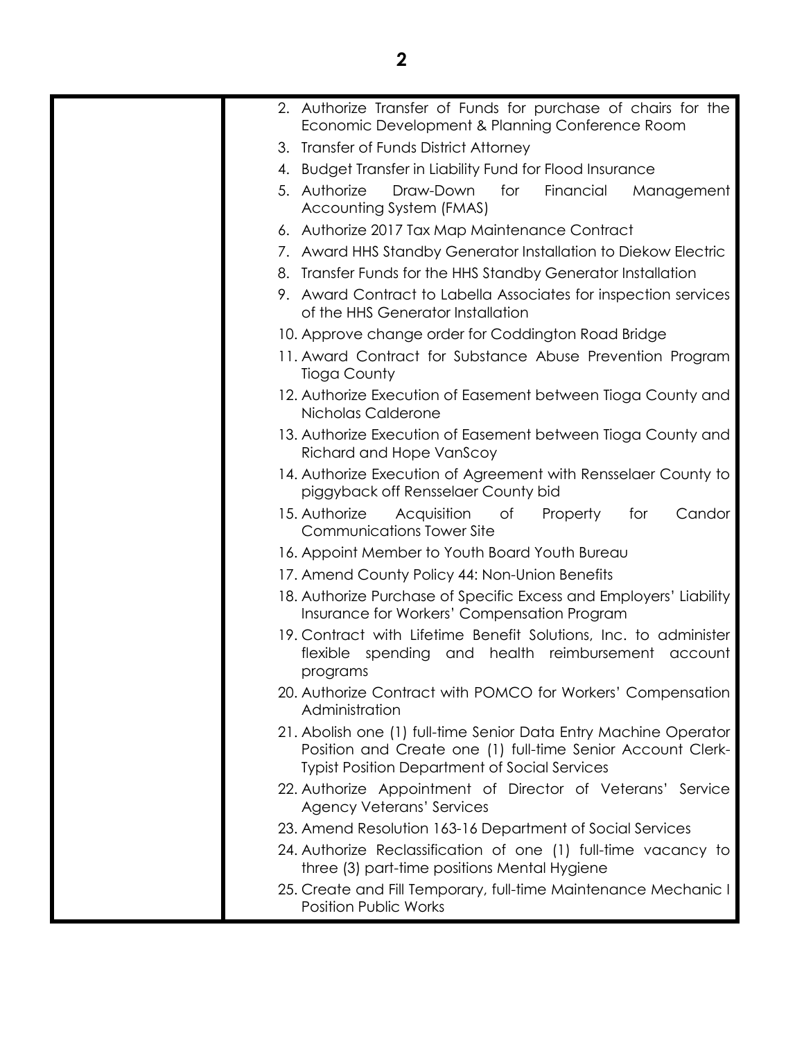2. Authorize Transfer of Funds for purchase of chairs for the Economic Development & Planning Conference Room
3. Transfer of Funds District Attorney
4. Budget Transfer in Liability Fund for Flood Insurance
5. Authorize Draw-Down for Financial Management Accounting System (FMAS)
6. Authorize 2017 Tax Map Maintenance Contract
7. Award HHS Standby Generator Installation to Diekow Electric
8. Transfer Funds for the HHS Standby Generator Installation
9. Award Contract to Labella Associates for inspection services of the HHS Generator Installation
10. Approve change order for Coddington Road Bridge
11. Award Contract for Substance Abuse Prevention Program Tioga County
12. Authorize Execution of Easement between Tioga County and Nicholas Calderone
13. Authorize Execution of Easement between Tioga County and Richard and Hope VanScoy
14. Authorize Execution of Agreement with Rensselaer County to piggyback off Rensselaer County bid
15. Authorize Acquisition of Property for Candor Communications Tower Site
16. Appoint Member to Youth Board Youth Bureau
17. Amend County Policy 44: Non-Union Benefits
18. Authorize Purchase of Specific Excess and Employers' Liability Insurance for Workers' Compensation Program
19. Contract with Lifetime Benefit Solutions, Inc. to administer flexible spending and health reimbursement account programs
20. Authorize Contract with POMCO for Workers' Compensation Administration
21. Abolish one (1) full-time Senior Data Entry Machine Operator Position and Create one (1) full-time Senior Account Clerk-Typist Position Department of Social Services
22. Authorize Appointment of Director of Veterans' Service Agency Veterans' Services
23. Amend Resolution 163-16 Department of Social Services
24. Authorize Reclassification of one (1) full-time vacancy to three (3) part-time positions Mental Hygiene
25. Create and Fill Temporary, full-time Maintenance Mechanic I Position Public Works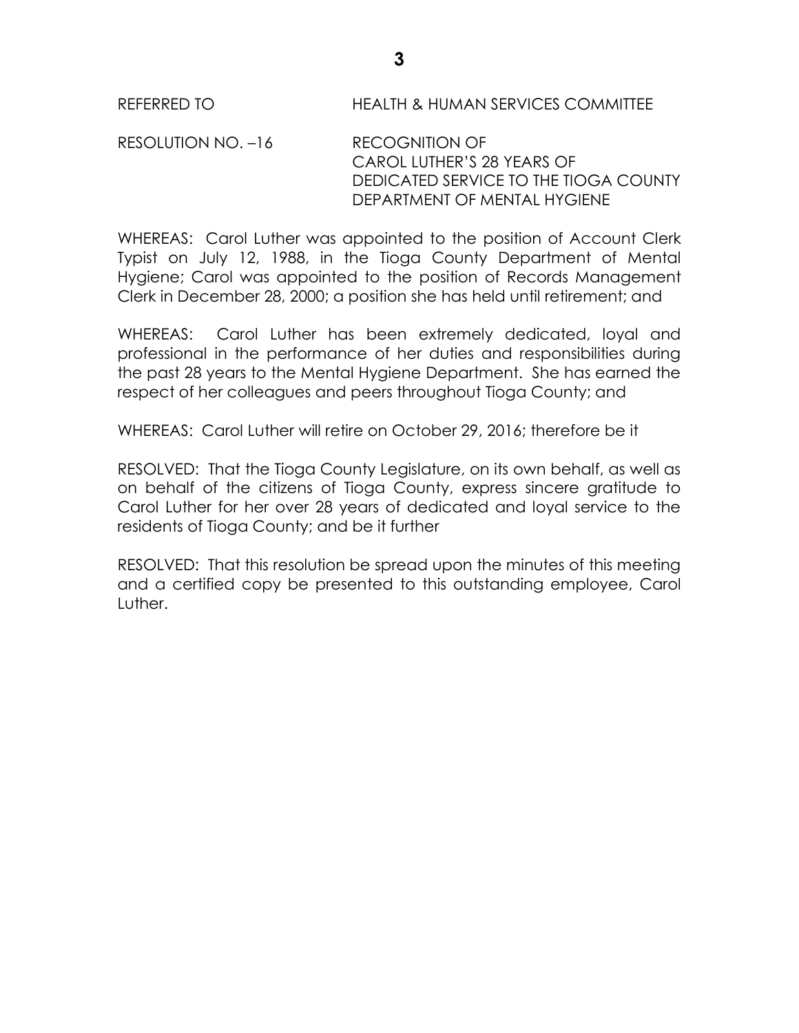REFERRED TO HEALTH & HUMAN SERVICES COMMITTEE

RESOLUTION NO. –16 RECOGNITION OF CAROL LUTHER'S 28 YEARS OF DEDICATED SERVICE TO THE TIOGA COUNTY DEPARTMENT OF MENTAL HYGIENE

WHEREAS: Carol Luther was appointed to the position of Account Clerk Typist on July 12, 1988, in the Tioga County Department of Mental Hygiene; Carol was appointed to the position of Records Management Clerk in December 28, 2000; a position she has held until retirement; and

WHEREAS: Carol Luther has been extremely dedicated, loyal and professional in the performance of her duties and responsibilities during the past 28 years to the Mental Hygiene Department. She has earned the respect of her colleagues and peers throughout Tioga County; and

WHEREAS: Carol Luther will retire on October 29, 2016; therefore be it

RESOLVED: That the Tioga County Legislature, on its own behalf, as well as on behalf of the citizens of Tioga County, express sincere gratitude to Carol Luther for her over 28 years of dedicated and loyal service to the residents of Tioga County; and be it further

RESOLVED: That this resolution be spread upon the minutes of this meeting and a certified copy be presented to this outstanding employee, Carol Luther.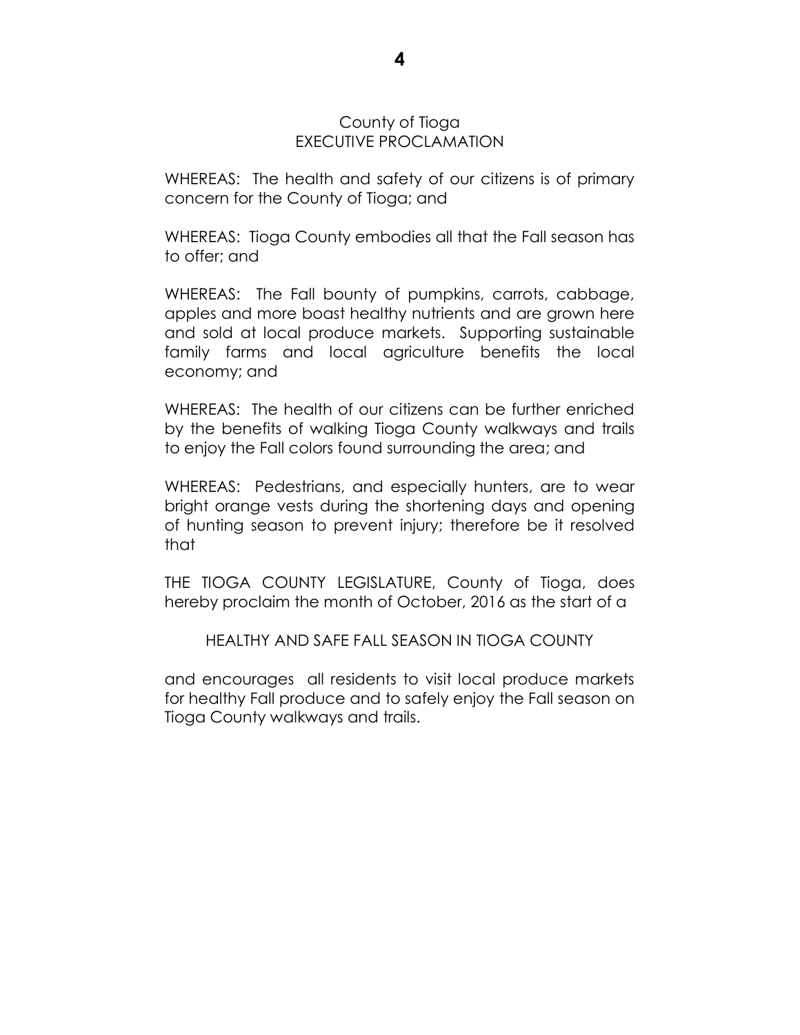County of Tioga
EXECUTIVE PROCLAMATION

WHEREAS: The health and safety of our citizens is of primary concern for the County of Tioga; and

WHEREAS: Tioga County embodies all that the Fall season has to offer; and

WHEREAS: The Fall bounty of pumpkins, carrots, cabbage, apples and more boast healthy nutrients and are grown here and sold at local produce markets. Supporting sustainable family farms and local agriculture benefits the local economy; and

WHEREAS: The health of our citizens can be further enriched by the benefits of walking Tioga County walkways and trails to enjoy the Fall colors found surrounding the area; and

WHEREAS: Pedestrians, and especially hunters, are to wear bright orange vests during the shortening days and opening of hunting season to prevent injury; therefore be it resolved that

THE TIOGA COUNTY LEGISLATURE, County of Tioga, does hereby proclaim the month of October, 2016 as the start of a

HEALTHY AND SAFE FALL SEASON IN TIOGA COUNTY

and encourages all residents to visit local produce markets for healthy Fall produce and to safely enjoy the Fall season on Tioga County walkways and trails.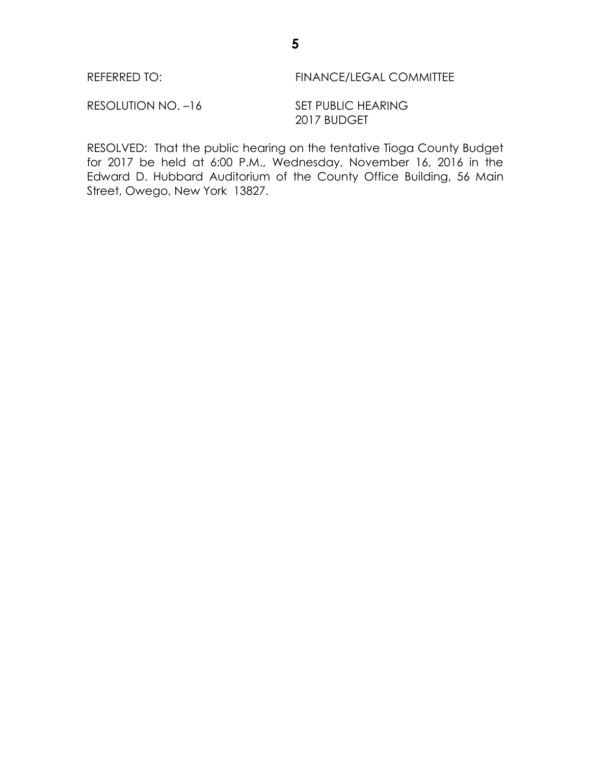REFERRED TO: FINANCE/LEGAL COMMITTEE

RESOLUTION NO. –16 SET PUBLIC HEARING
2017 BUDGET

RESOLVED: That the public hearing on the tentative Tioga County Budget for 2017 be held at 6:00 P.M., Wednesday, November 16, 2016 in the Edward D. Hubbard Auditorium of the County Office Building, 56 Main Street, Owego, New York 13827.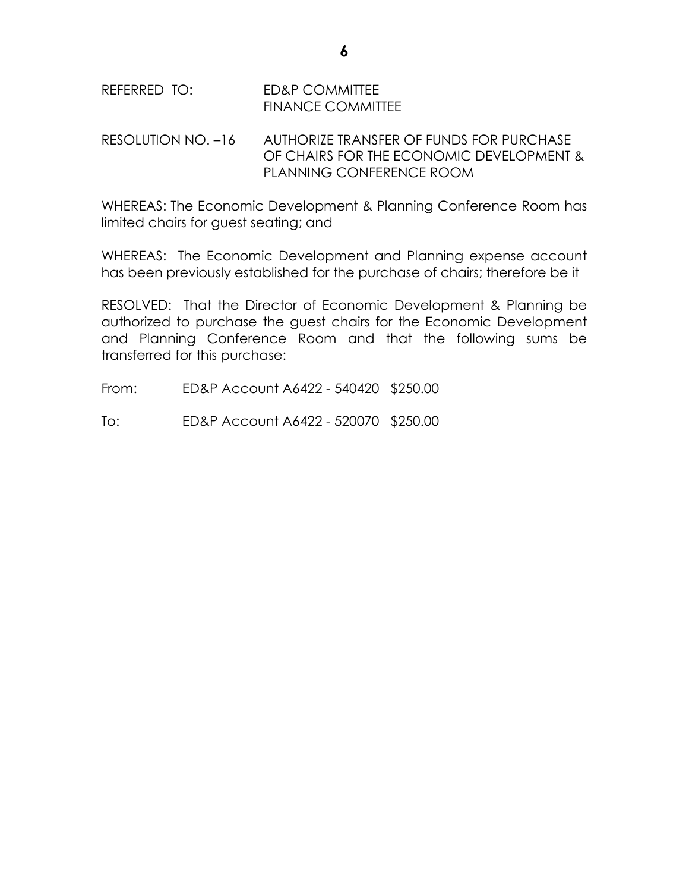REFERRED TO: ED&P COMMITTEE
FINANCE COMMITTEE

RESOLUTION NO. –16 AUTHORIZE TRANSFER OF FUNDS FOR PURCHASE OF CHAIRS FOR THE ECONOMIC DEVELOPMENT & PLANNING CONFERENCE ROOM

WHEREAS: The Economic Development & Planning Conference Room has limited chairs for guest seating; and

WHEREAS: The Economic Development and Planning expense account has been previously established for the purchase of chairs; therefore be it

RESOLVED: That the Director of Economic Development & Planning be authorized to purchase the guest chairs for the Economic Development and Planning Conference Room and that the following sums be transferred for this purchase:

From: ED&P Account A6422 - 540420 $250.00

To: ED&P Account A6422 - 520070 $250.00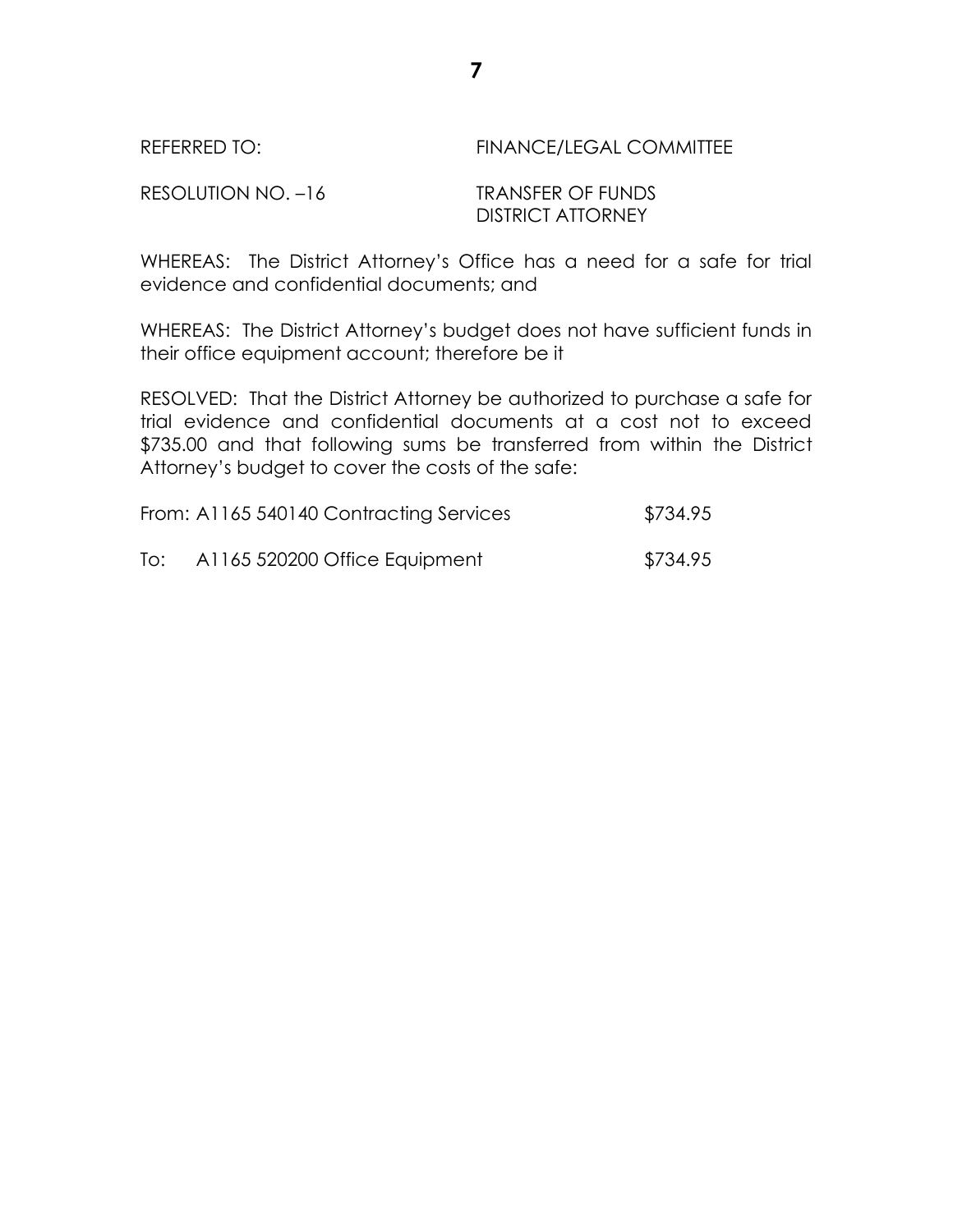REFERRED TO: FINANCE/LEGAL COMMITTEE

RESOLUTION NO. –16 TRANSFER OF FUNDS
DISTRICT ATTORNEY

WHEREAS: The District Attorney's Office has a need for a safe for trial evidence and confidential documents; and

WHEREAS: The District Attorney's budget does not have sufficient funds in their office equipment account; therefore be it

RESOLVED: That the District Attorney be authorized to purchase a safe for trial evidence and confidential documents at a cost not to exceed $735.00 and that following sums be transferred from within the District Attorney's budget to cover the costs of the safe:

| | | |
|---|---|---|
| From: | A1165 540140 Contracting Services | $734.95 |
| To: | A1165 520200 Office Equipment | $734.95 |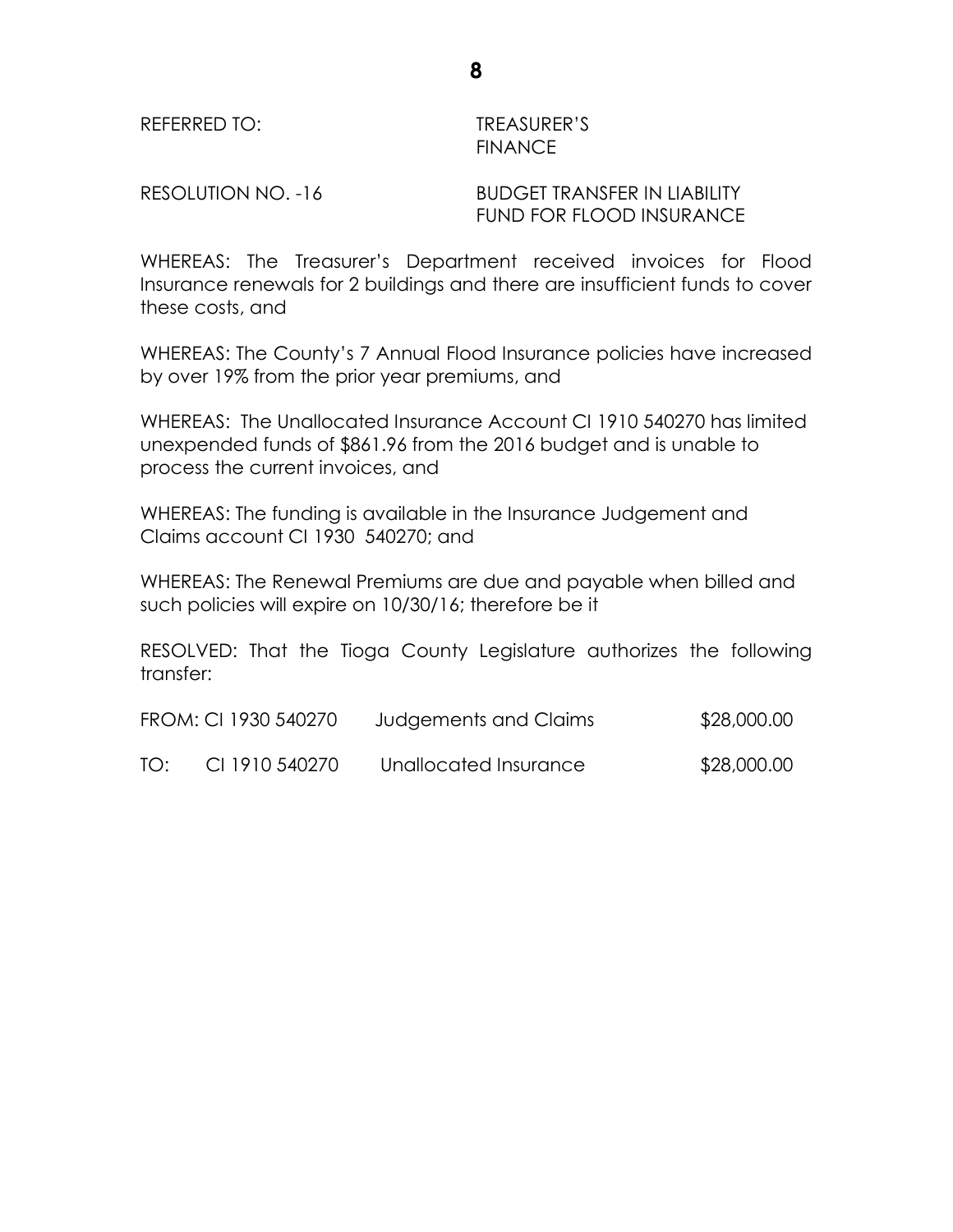REFERRED TO: TREASURER'S
FINANCE

RESOLUTION NO. -16 BUDGET TRANSFER IN LIABILITY FUND FOR FLOOD INSURANCE

WHEREAS: The Treasurer's Department received invoices for Flood Insurance renewals for 2 buildings and there are insufficient funds to cover these costs, and

WHEREAS: The County's 7 Annual Flood Insurance policies have increased by over 19% from the prior year premiums, and

WHEREAS: The Unallocated Insurance Account CI 1910 540270 has limited unexpended funds of $861.96 from the 2016 budget and is unable to process the current invoices, and

WHEREAS: The funding is available in the Insurance Judgement and Claims account CI 1930 540270; and

WHEREAS: The Renewal Premiums are due and payable when billed and such policies will expire on 10/30/16; therefore be it

RESOLVED: That the Tioga County Legislature authorizes the following transfer:

| | | | |
|---|---|---|---|
| FROM: | CI 1930 540270 | Judgements and Claims | $28,000.00 |
| TO: | CI 1910 540270 | Unallocated Insurance | $28,000.00 |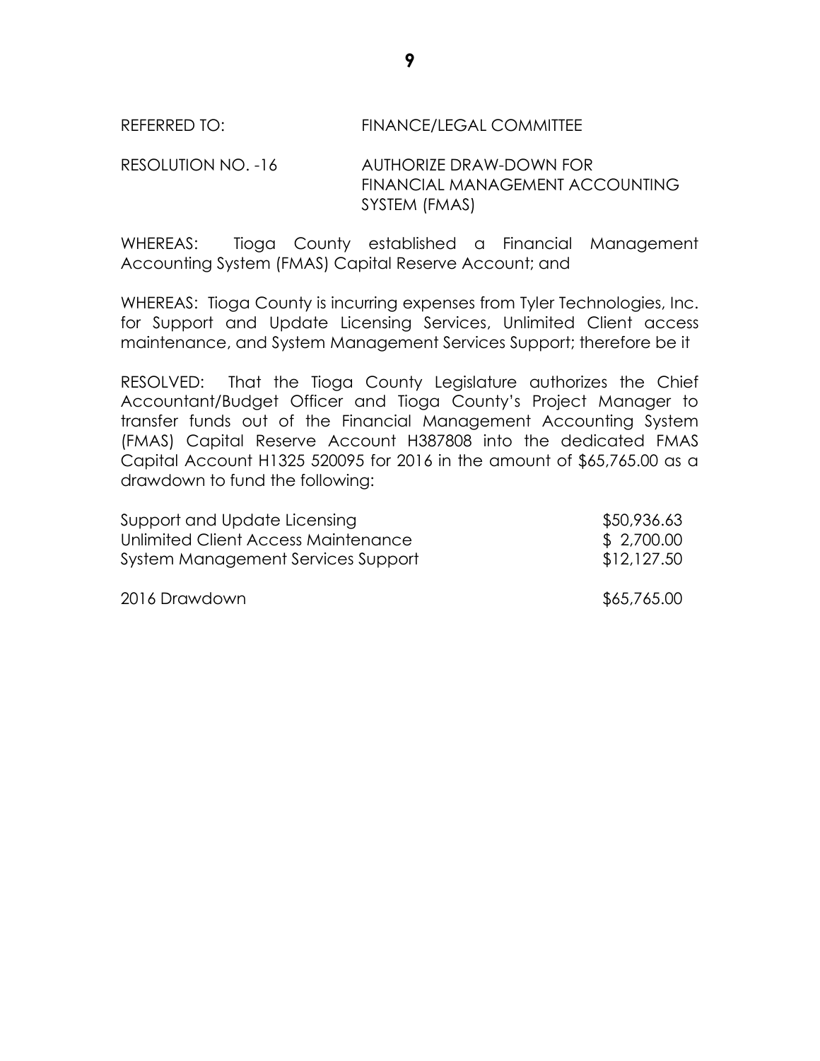REFERRED TO: FINANCE/LEGAL COMMITTEE

RESOLUTION NO. -16 AUTHORIZE DRAW-DOWN FOR FINANCIAL MANAGEMENT ACCOUNTING SYSTEM (FMAS)

WHEREAS: Tioga County established a Financial Management Accounting System (FMAS) Capital Reserve Account; and

WHEREAS: Tioga County is incurring expenses from Tyler Technologies, Inc. for Support and Update Licensing Services, Unlimited Client access maintenance, and System Management Services Support; therefore be it

RESOLVED: That the Tioga County Legislature authorizes the Chief Accountant/Budget Officer and Tioga County's Project Manager to transfer funds out of the Financial Management Accounting System (FMAS) Capital Reserve Account H387808 into the dedicated FMAS Capital Account H1325 520095 for 2016 in the amount of $65,765.00 as a drawdown to fund the following:

| | |
|---|---|
| Support and Update Licensing | $50,936.63 |
| Unlimited Client Access Maintenance | $ 2,700.00 |
| System Management Services Support | $12,127.50 |
| 2016 Drawdown | $65,765.00 |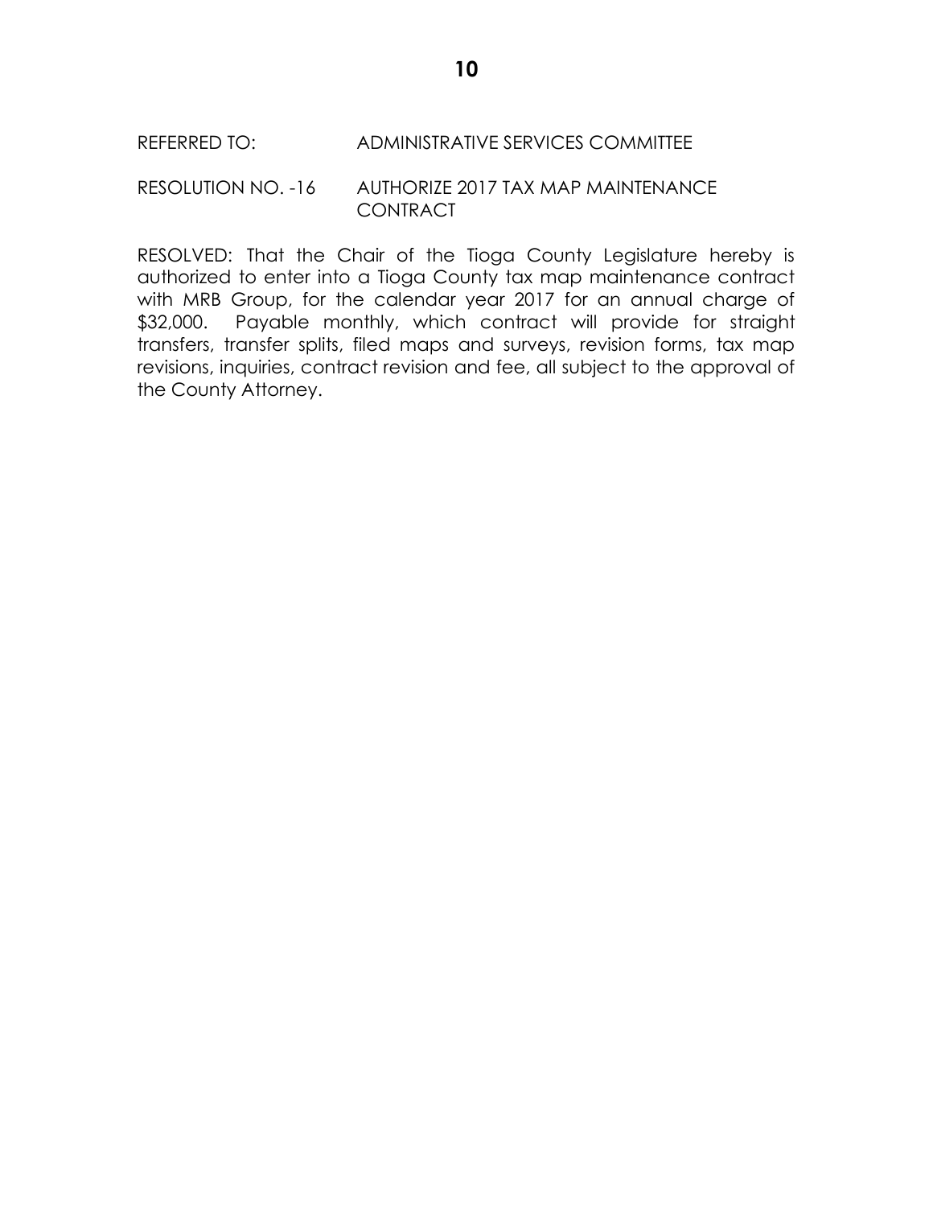REFERRED TO: ADMINISTRATIVE SERVICES COMMITTEE

RESOLUTION NO. -16 AUTHORIZE 2017 TAX MAP MAINTENANCE CONTRACT

RESOLVED: That the Chair of the Tioga County Legislature hereby is authorized to enter into a Tioga County tax map maintenance contract with MRB Group, for the calendar year 2017 for an annual charge of $32,000. Payable monthly, which contract will provide for straight transfers, transfer splits, filed maps and surveys, revision forms, tax map revisions, inquiries, contract revision and fee, all subject to the approval of the County Attorney.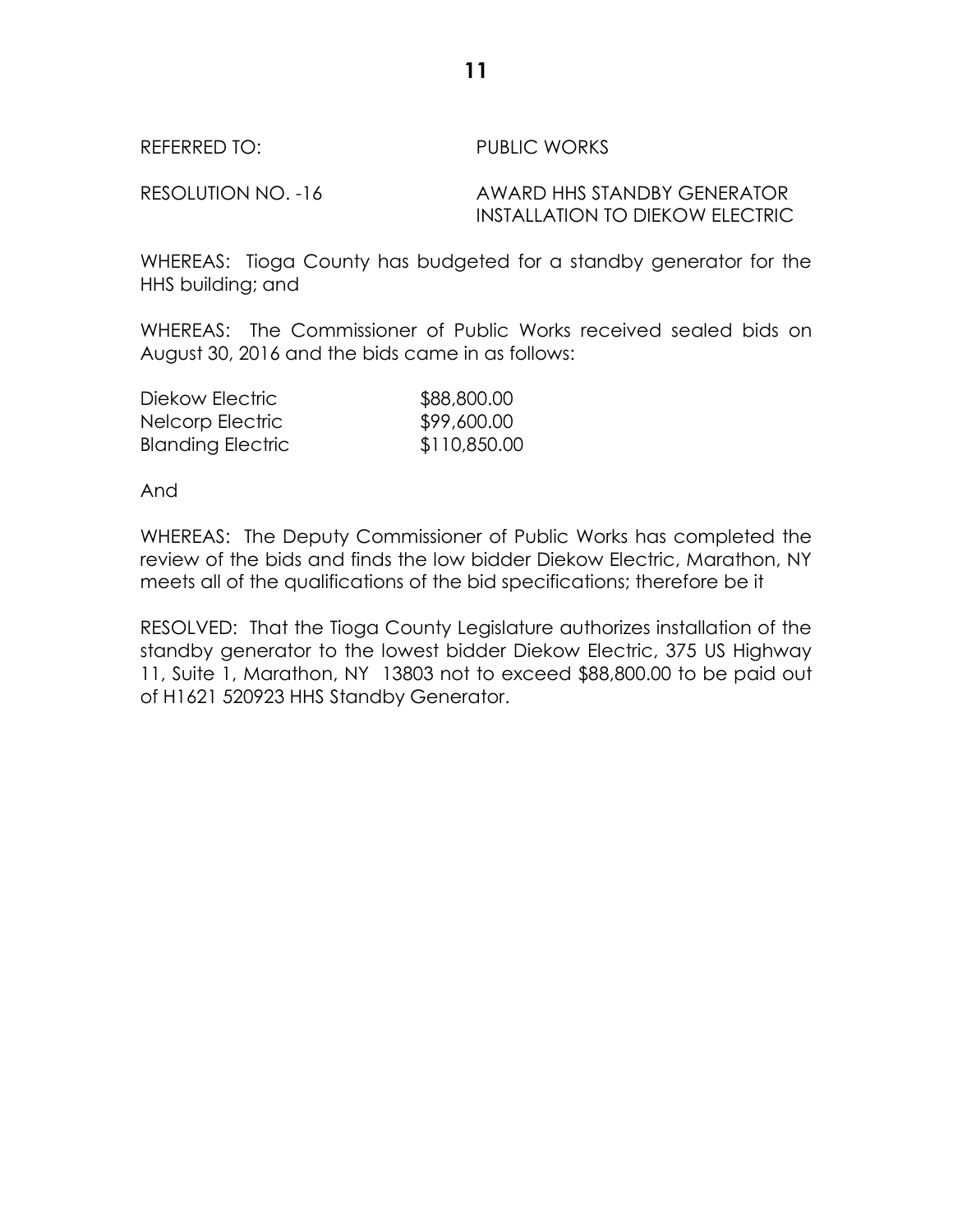REFERRED TO: PUBLIC WORKS

RESOLUTION NO. -16 AWARD HHS STANDBY GENERATOR INSTALLATION TO DIEKOW ELECTRIC

WHEREAS: Tioga County has budgeted for a standby generator for the HHS building; and

WHEREAS: The Commissioner of Public Works received sealed bids on August 30, 2016 and the bids came in as follows:

| | |
|---|---|
| Diekow Electric | $88,800.00 |
| Nelcorp Electric | $99,600.00 |
| Blanding Electric | $110,850.00 |

And

WHEREAS: The Deputy Commissioner of Public Works has completed the review of the bids and finds the low bidder Diekow Electric, Marathon, NY meets all of the qualifications of the bid specifications; therefore be it

RESOLVED: That the Tioga County Legislature authorizes installation of the standby generator to the lowest bidder Diekow Electric, 375 US Highway 11, Suite 1, Marathon, NY 13803 not to exceed $88,800.00 to be paid out of H1621 520923 HHS Standby Generator.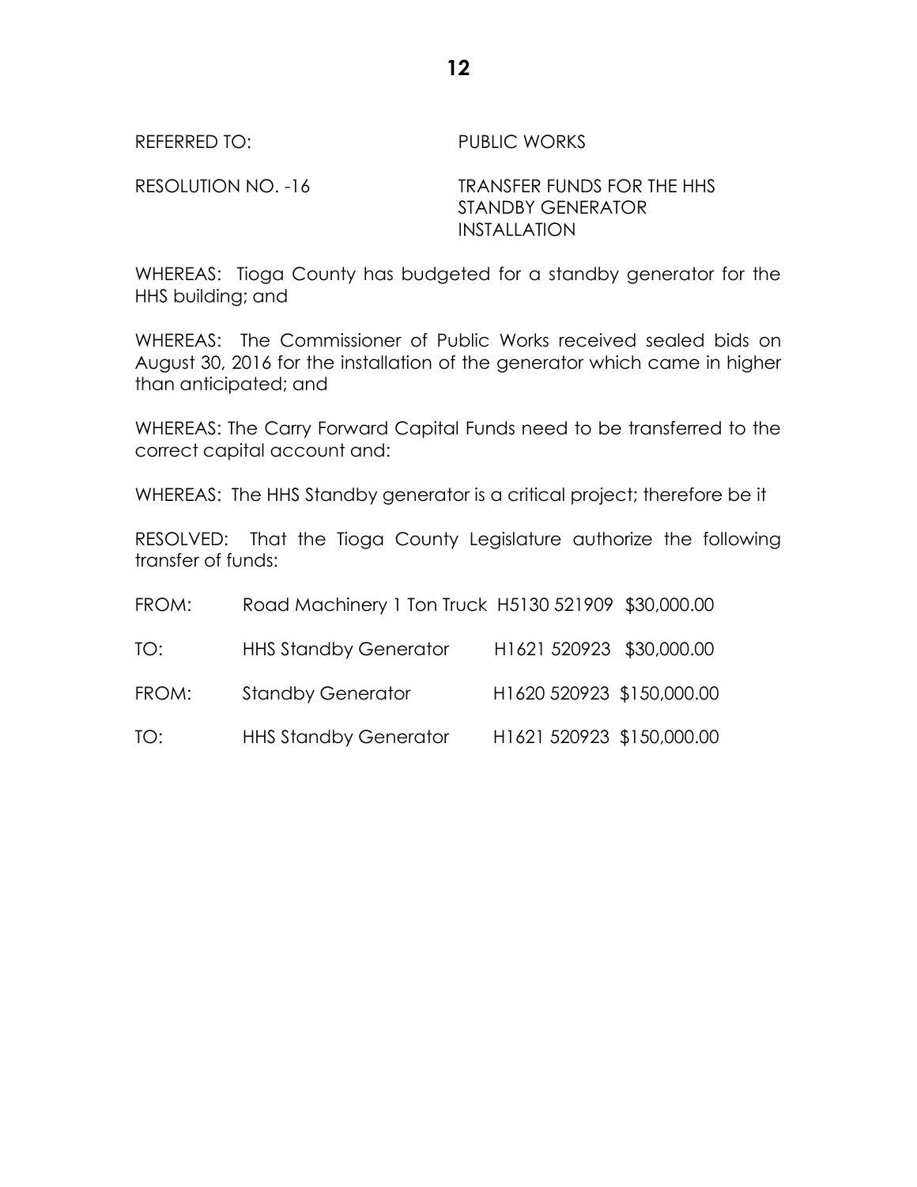REFERRED TO: PUBLIC WORKS

RESOLUTION NO. -16 TRANSFER FUNDS FOR THE HHS STANDBY GENERATOR INSTALLATION

WHEREAS: Tioga County has budgeted for a standby generator for the HHS building; and

WHEREAS: The Commissioner of Public Works received sealed bids on August 30, 2016 for the installation of the generator which came in higher than anticipated; and

WHEREAS: The Carry Forward Capital Funds need to be transferred to the correct capital account and:

WHEREAS: The HHS Standby generator is a critical project; therefore be it

RESOLVED: That the Tioga County Legislature authorize the following transfer of funds:

| | | | |
|---|---|---|---|
| FROM: | Road Machinery 1 Ton Truck | H5130 521909 | $30,000.00 |
| TO: | HHS Standby Generator | H1621 520923 | $30,000.00 |
| FROM: | Standby Generator | H1620 520923 | $150,000.00 |
| TO: | HHS Standby Generator | H1621 520923 | $150,000.00 |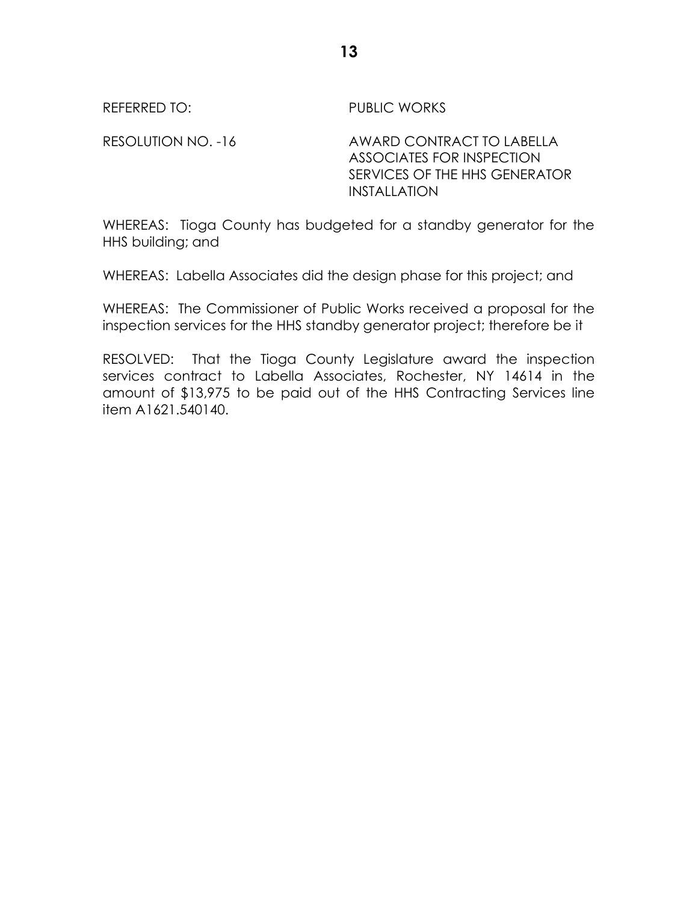REFERRED TO: PUBLIC WORKS

RESOLUTION NO. -16 AWARD CONTRACT TO LABELLA ASSOCIATES FOR INSPECTION SERVICES OF THE HHS GENERATOR INSTALLATION

WHEREAS: Tioga County has budgeted for a standby generator for the HHS building; and

WHEREAS: Labella Associates did the design phase for this project; and

WHEREAS: The Commissioner of Public Works received a proposal for the inspection services for the HHS standby generator project; therefore be it

RESOLVED: That the Tioga County Legislature award the inspection services contract to Labella Associates, Rochester, NY 14614 in the amount of $13,975 to be paid out of the HHS Contracting Services line item A1621.540140.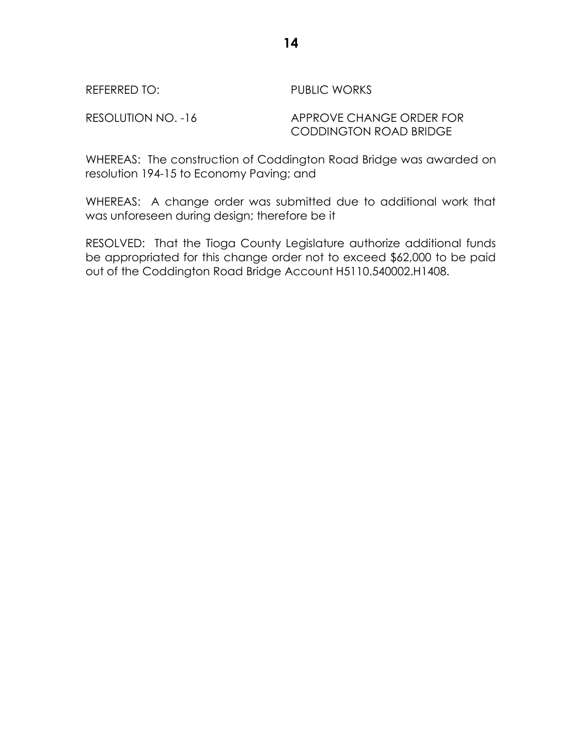REFERRED TO: PUBLIC WORKS

RESOLUTION NO. -16 APPROVE CHANGE ORDER FOR CODDINGTON ROAD BRIDGE

WHEREAS: The construction of Coddington Road Bridge was awarded on resolution 194-15 to Economy Paving; and

WHEREAS: A change order was submitted due to additional work that was unforeseen during design; therefore be it

RESOLVED: That the Tioga County Legislature authorize additional funds be appropriated for this change order not to exceed $62,000 to be paid out of the Coddington Road Bridge Account H5110.540002.H1408.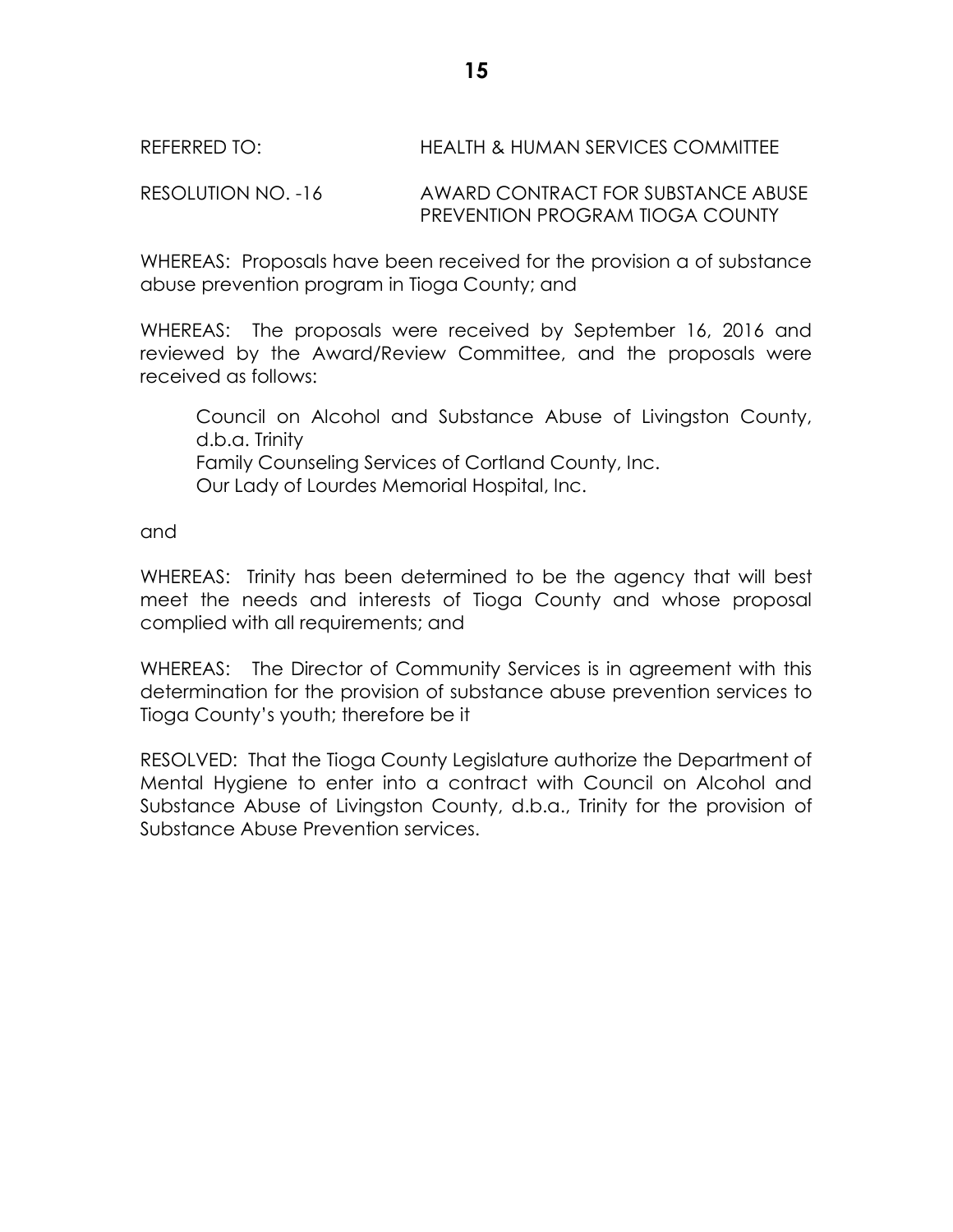REFERRED TO: HEALTH & HUMAN SERVICES COMMITTEE

RESOLUTION NO. -16 AWARD CONTRACT FOR SUBSTANCE ABUSE PREVENTION PROGRAM TIOGA COUNTY

WHEREAS: Proposals have been received for the provision a of substance abuse prevention program in Tioga County; and

WHEREAS: The proposals were received by September 16, 2016 and reviewed by the Award/Review Committee, and the proposals were received as follows:

Council on Alcohol and Substance Abuse of Livingston County, d.b.a. Trinity
Family Counseling Services of Cortland County, Inc.
Our Lady of Lourdes Memorial Hospital, Inc.

and

WHEREAS: Trinity has been determined to be the agency that will best meet the needs and interests of Tioga County and whose proposal complied with all requirements; and

WHEREAS: The Director of Community Services is in agreement with this determination for the provision of substance abuse prevention services to Tioga County's youth; therefore be it

RESOLVED: That the Tioga County Legislature authorize the Department of Mental Hygiene to enter into a contract with Council on Alcohol and Substance Abuse of Livingston County, d.b.a., Trinity for the provision of Substance Abuse Prevention services.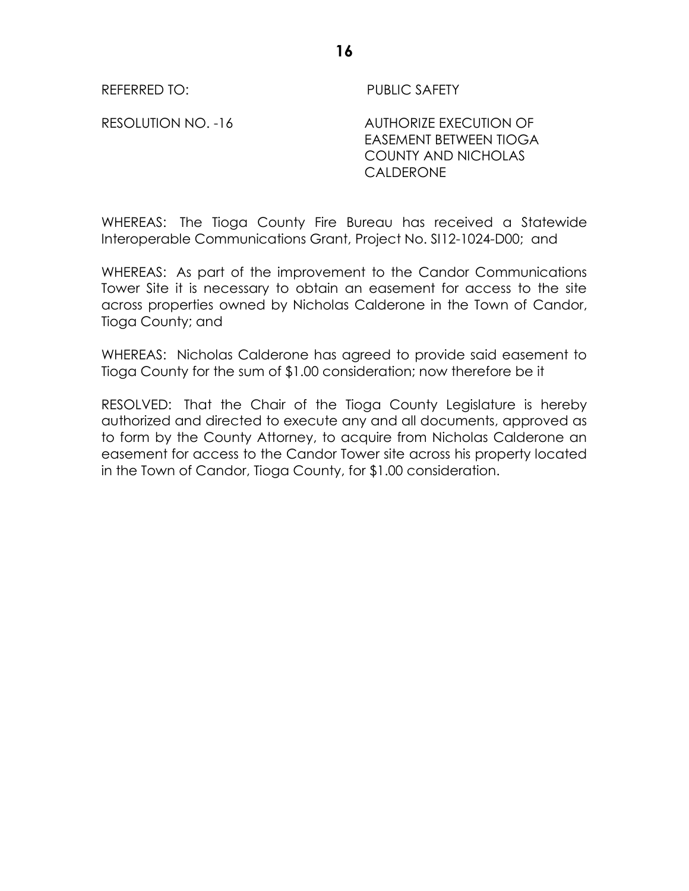REFERRED TO: PUBLIC SAFETY

RESOLUTION NO. -16 AUTHORIZE EXECUTION OF EASEMENT BETWEEN TIOGA COUNTY AND NICHOLAS CALDERONE

WHEREAS: The Tioga County Fire Bureau has received a Statewide Interoperable Communications Grant, Project No. SI12-1024-D00; and

WHEREAS: As part of the improvement to the Candor Communications Tower Site it is necessary to obtain an easement for access to the site across properties owned by Nicholas Calderone in the Town of Candor, Tioga County; and

WHEREAS: Nicholas Calderone has agreed to provide said easement to Tioga County for the sum of $1.00 consideration; now therefore be it

RESOLVED: That the Chair of the Tioga County Legislature is hereby authorized and directed to execute any and all documents, approved as to form by the County Attorney, to acquire from Nicholas Calderone an easement for access to the Candor Tower site across his property located in the Town of Candor, Tioga County, for $1.00 consideration.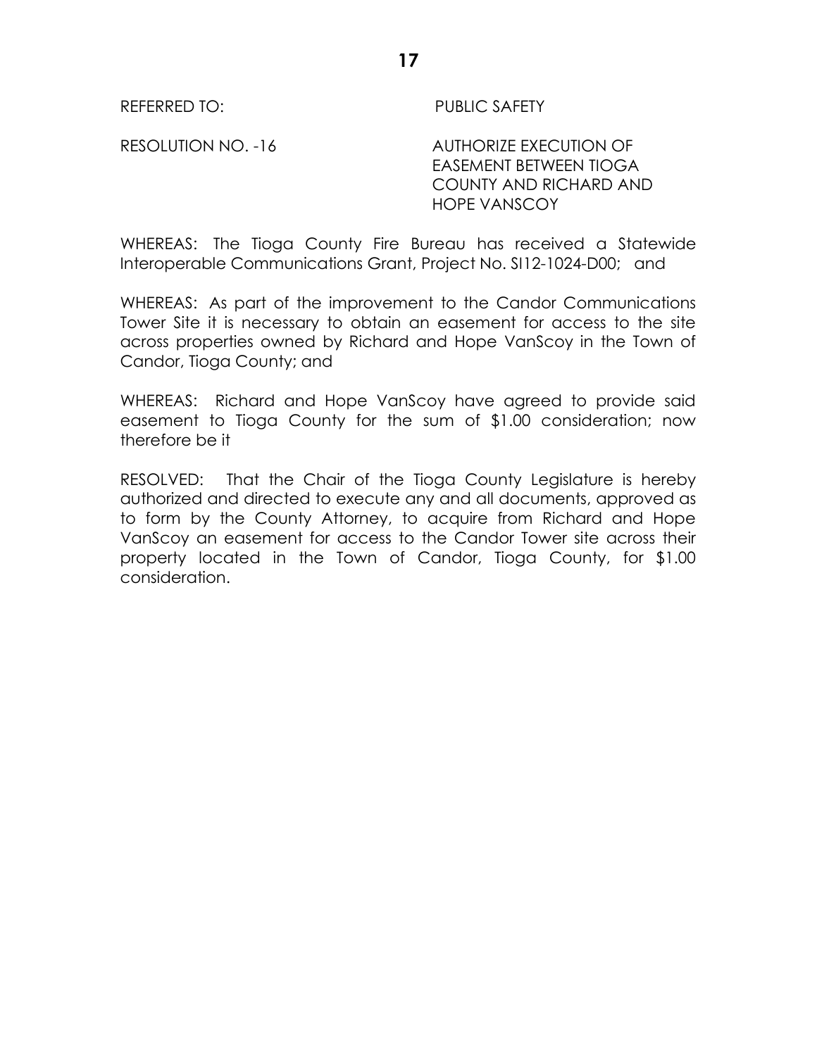REFERRED TO: PUBLIC SAFETY

RESOLUTION NO. -16 AUTHORIZE EXECUTION OF EASEMENT BETWEEN TIOGA COUNTY AND RICHARD AND HOPE VANSCOY

WHEREAS: The Tioga County Fire Bureau has received a Statewide Interoperable Communications Grant, Project No. SI12-1024-D00; and

WHEREAS: As part of the improvement to the Candor Communications Tower Site it is necessary to obtain an easement for access to the site across properties owned by Richard and Hope VanScoy in the Town of Candor, Tioga County; and

WHEREAS: Richard and Hope VanScoy have agreed to provide said easement to Tioga County for the sum of $1.00 consideration; now therefore be it

RESOLVED: That the Chair of the Tioga County Legislature is hereby authorized and directed to execute any and all documents, approved as to form by the County Attorney, to acquire from Richard and Hope VanScoy an easement for access to the Candor Tower site across their property located in the Town of Candor, Tioga County, for $1.00 consideration.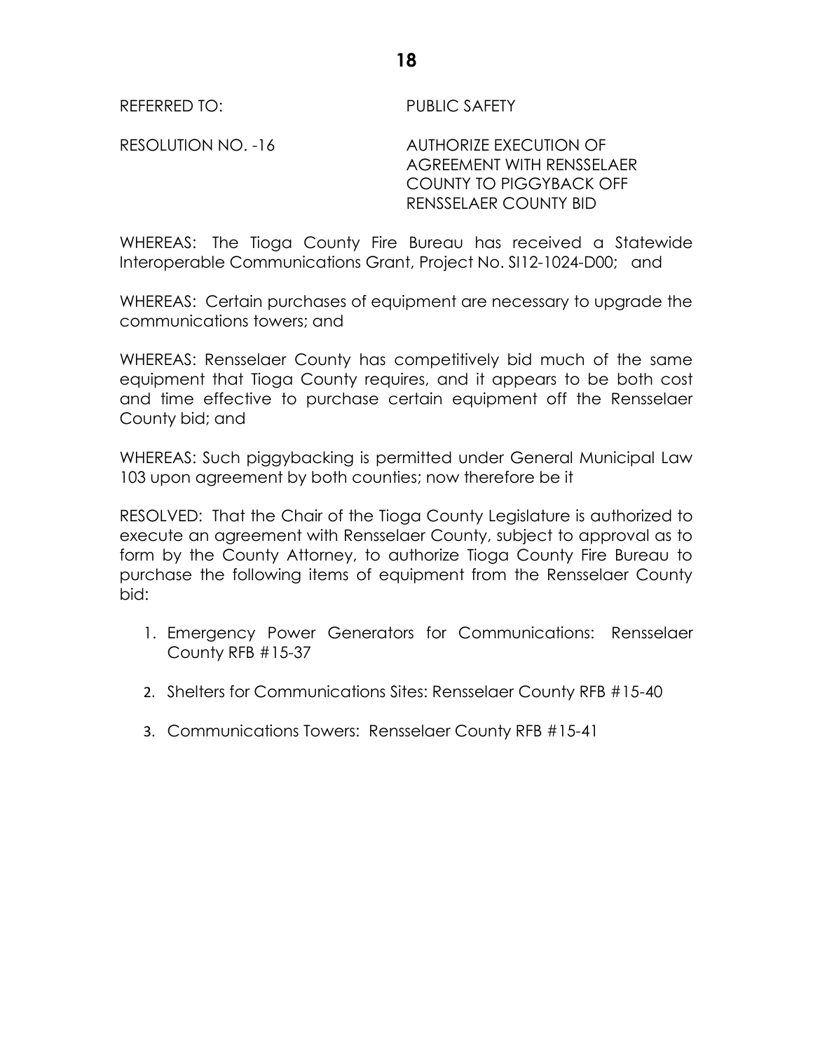REFERRED TO: PUBLIC SAFETY

RESOLUTION NO. -16 AUTHORIZE EXECUTION OF AGREEMENT WITH RENSSELAER COUNTY TO PIGGYBACK OFF RENSSELAER COUNTY BID

WHEREAS: The Tioga County Fire Bureau has received a Statewide Interoperable Communications Grant, Project No. SI12-1024-D00; and

WHEREAS: Certain purchases of equipment are necessary to upgrade the communications towers; and

WHEREAS: Rensselaer County has competitively bid much of the same equipment that Tioga County requires, and it appears to be both cost and time effective to purchase certain equipment off the Rensselaer County bid; and

WHEREAS: Such piggybacking is permitted under General Municipal Law 103 upon agreement by both counties; now therefore be it

RESOLVED: That the Chair of the Tioga County Legislature is authorized to execute an agreement with Rensselaer County, subject to approval as to form by the County Attorney, to authorize Tioga County Fire Bureau to purchase the following items of equipment from the Rensselaer County bid:

1. Emergency Power Generators for Communications: Rensselaer County RFB #15-37
2. Shelters for Communications Sites: Rensselaer County RFB #15-40
3. Communications Towers: Rensselaer County RFB #15-41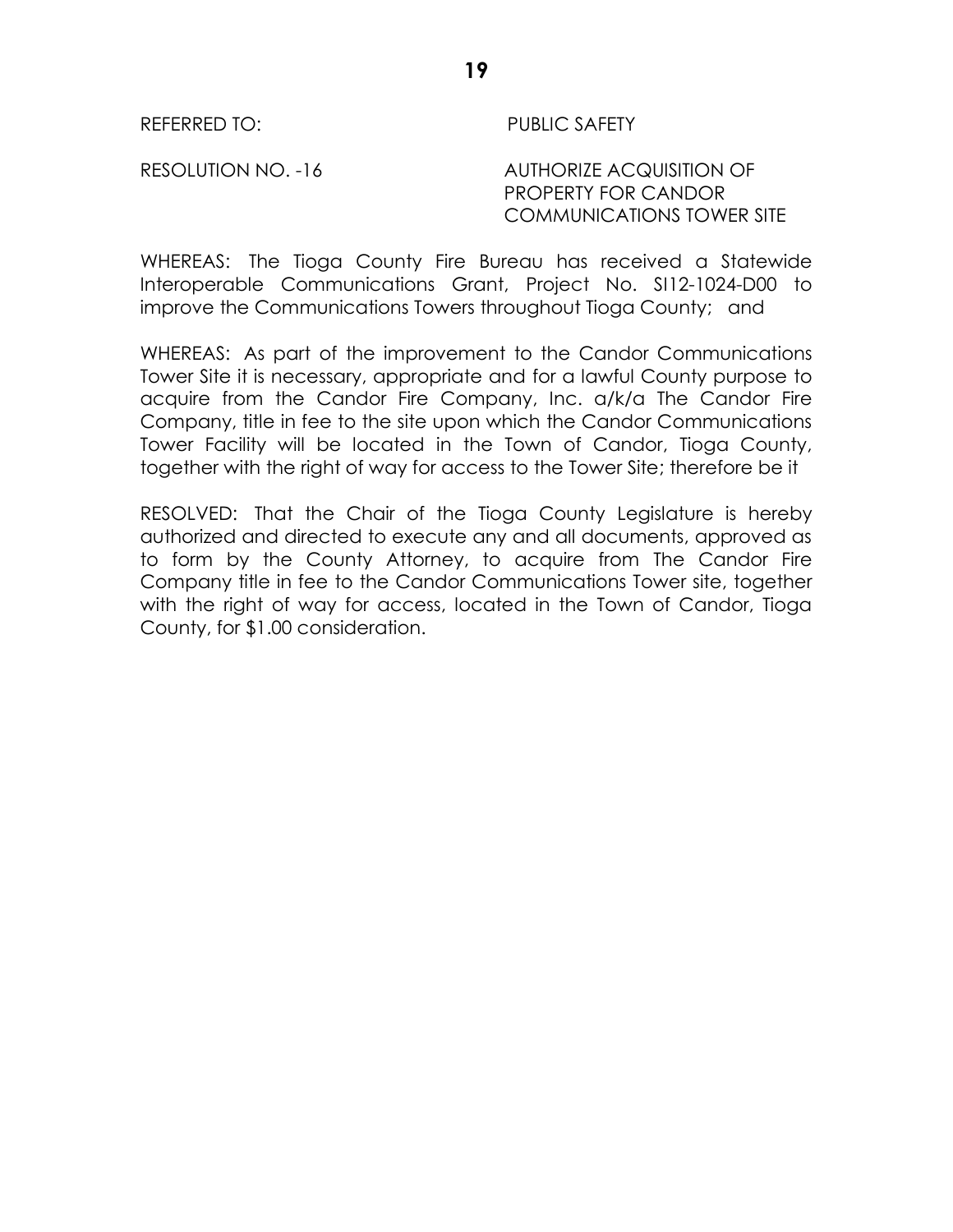REFERRED TO: PUBLIC SAFETY

RESOLUTION NO. -16 AUTHORIZE ACQUISITION OF PROPERTY FOR CANDOR COMMUNICATIONS TOWER SITE

WHEREAS: The Tioga County Fire Bureau has received a Statewide Interoperable Communications Grant, Project No. SI12-1024-D00 to improve the Communications Towers throughout Tioga County; and

WHEREAS: As part of the improvement to the Candor Communications Tower Site it is necessary, appropriate and for a lawful County purpose to acquire from the Candor Fire Company, Inc. a/k/a The Candor Fire Company, title in fee to the site upon which the Candor Communications Tower Facility will be located in the Town of Candor, Tioga County, together with the right of way for access to the Tower Site; therefore be it

RESOLVED: That the Chair of the Tioga County Legislature is hereby authorized and directed to execute any and all documents, approved as to form by the County Attorney, to acquire from The Candor Fire Company title in fee to the Candor Communications Tower site, together with the right of way for access, located in the Town of Candor, Tioga County, for $1.00 consideration.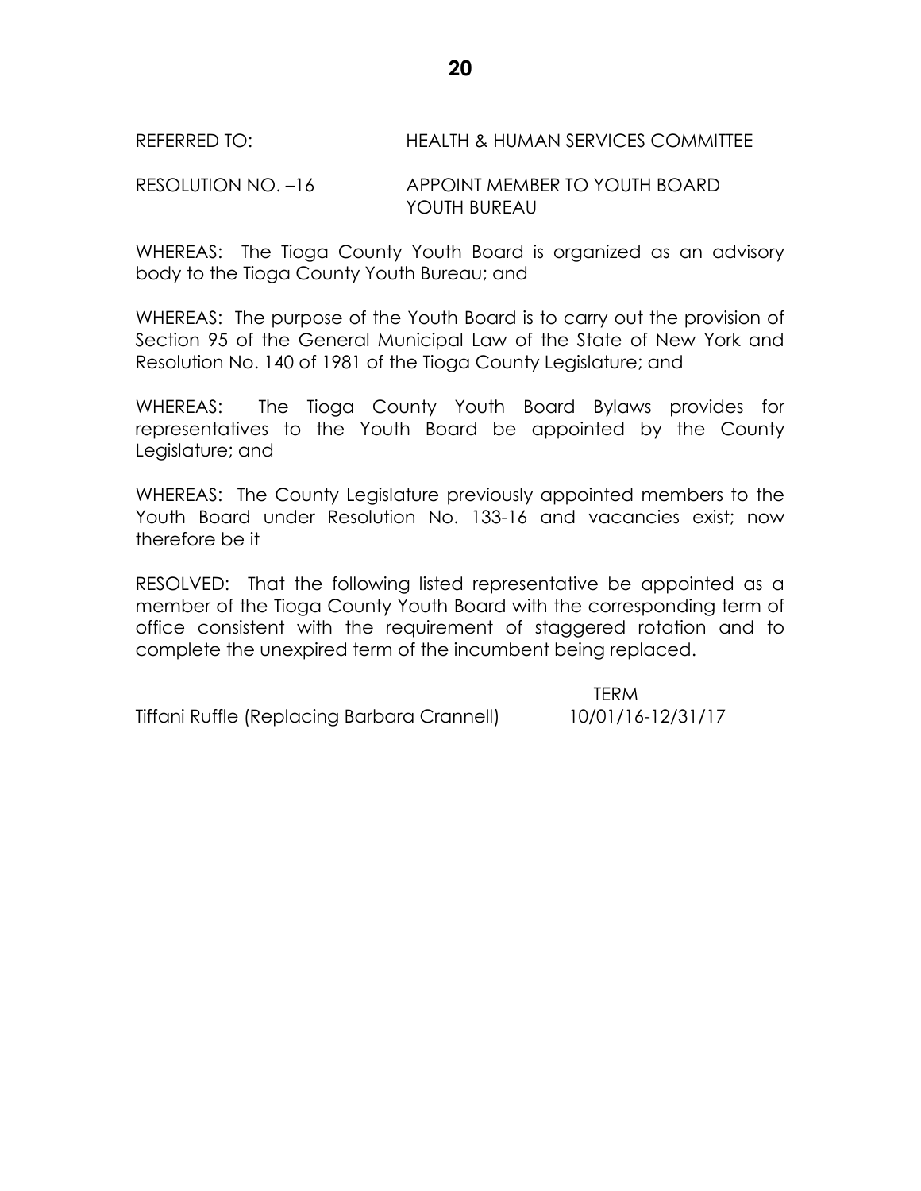REFERRED TO: HEALTH & HUMAN SERVICES COMMITTEE

RESOLUTION NO. –16 APPOINT MEMBER TO YOUTH BOARD
YOUTH BUREAU

WHEREAS: The Tioga County Youth Board is organized as an advisory body to the Tioga County Youth Bureau; and

WHEREAS: The purpose of the Youth Board is to carry out the provision of Section 95 of the General Municipal Law of the State of New York and Resolution No. 140 of 1981 of the Tioga County Legislature; and

WHEREAS: The Tioga County Youth Board Bylaws provides for representatives to the Youth Board be appointed by the County Legislature; and

WHEREAS: The County Legislature previously appointed members to the Youth Board under Resolution No. 133-16 and vacancies exist; now therefore be it

RESOLVED: That the following listed representative be appointed as a member of the Tioga County Youth Board with the corresponding term of office consistent with the requirement of staggered rotation and to complete the unexpired term of the incumbent being replaced.

| | TERM |
|---|---|
| Tiffani Ruffle (Replacing Barbara Crannell) | 10/01/16-12/31/17 |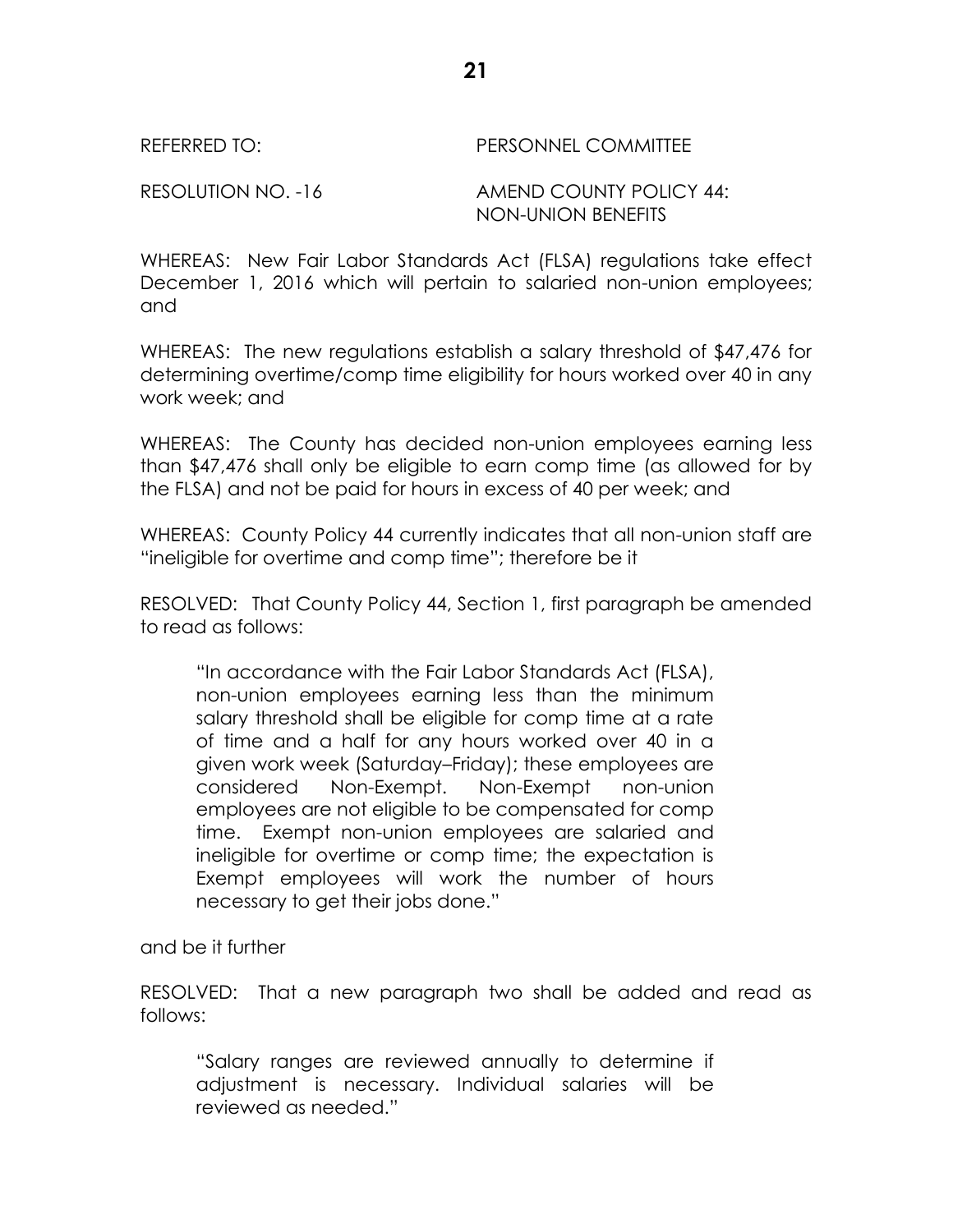REFERRED TO: PERSONNEL COMMITTEE

RESOLUTION NO. -16 AMEND COUNTY POLICY 44: NON-UNION BENEFITS

WHEREAS: New Fair Labor Standards Act (FLSA) regulations take effect December 1, 2016 which will pertain to salaried non-union employees; and

WHEREAS: The new regulations establish a salary threshold of $47,476 for determining overtime/comp time eligibility for hours worked over 40 in any work week; and

WHEREAS: The County has decided non-union employees earning less than $47,476 shall only be eligible to earn comp time (as allowed for by the FLSA) and not be paid for hours in excess of 40 per week; and

WHEREAS: County Policy 44 currently indicates that all non-union staff are "ineligible for overtime and comp time"; therefore be it

RESOLVED: That County Policy 44, Section 1, first paragraph be amended to read as follows:

> "In accordance with the Fair Labor Standards Act (FLSA), non-union employees earning less than the minimum salary threshold shall be eligible for comp time at a rate of time and a half for any hours worked over 40 in a given work week (Saturday–Friday); these employees are considered Non-Exempt. Non-Exempt non-union employees are not eligible to be compensated for comp time. Exempt non-union employees are salaried and ineligible for overtime or comp time; the expectation is Exempt employees will work the number of hours necessary to get their jobs done."

and be it further

RESOLVED: That a new paragraph two shall be added and read as follows:

> "Salary ranges are reviewed annually to determine if adjustment is necessary. Individual salaries will be reviewed as needed."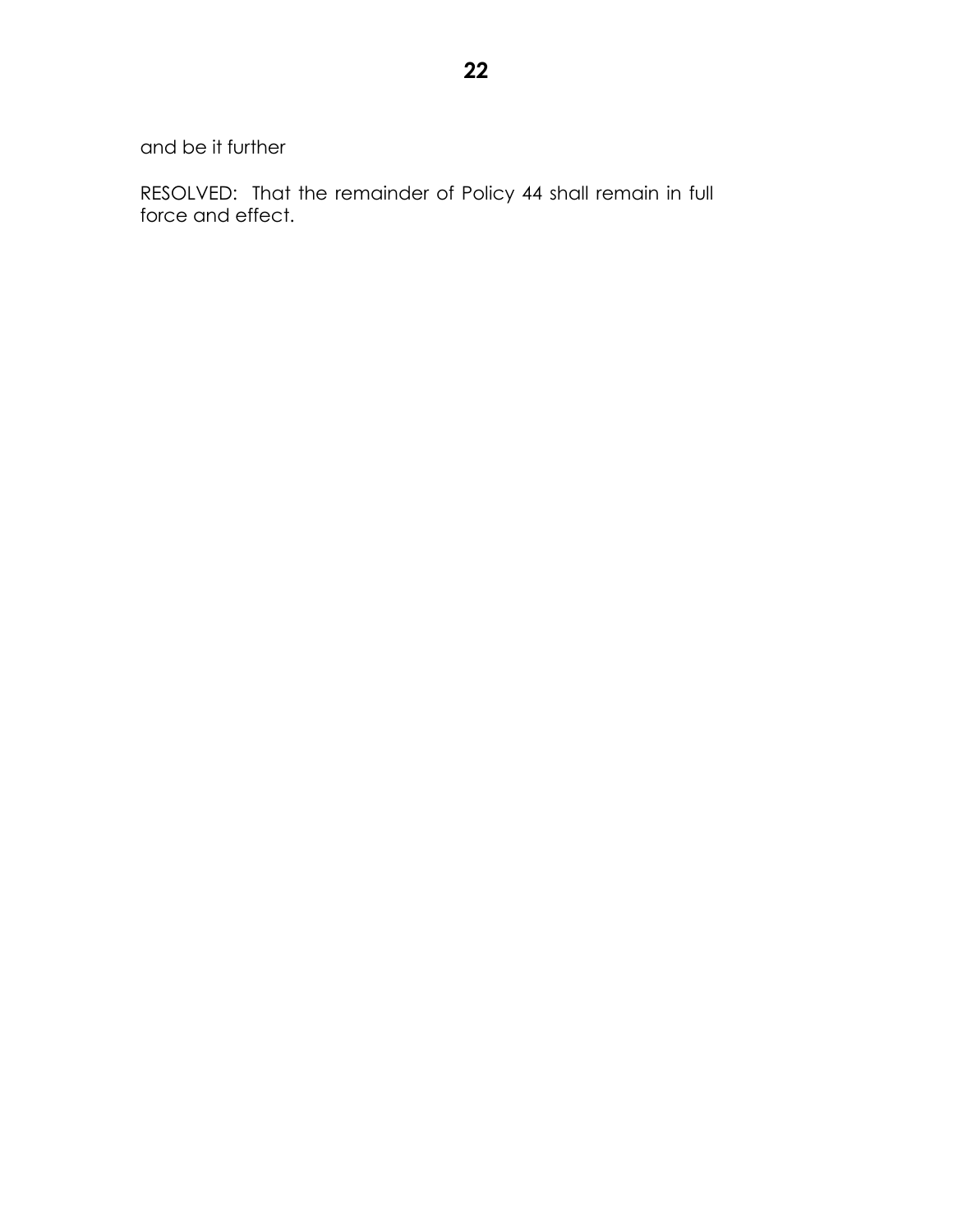and be it further

RESOLVED: That the remainder of Policy 44 shall remain in full force and effect.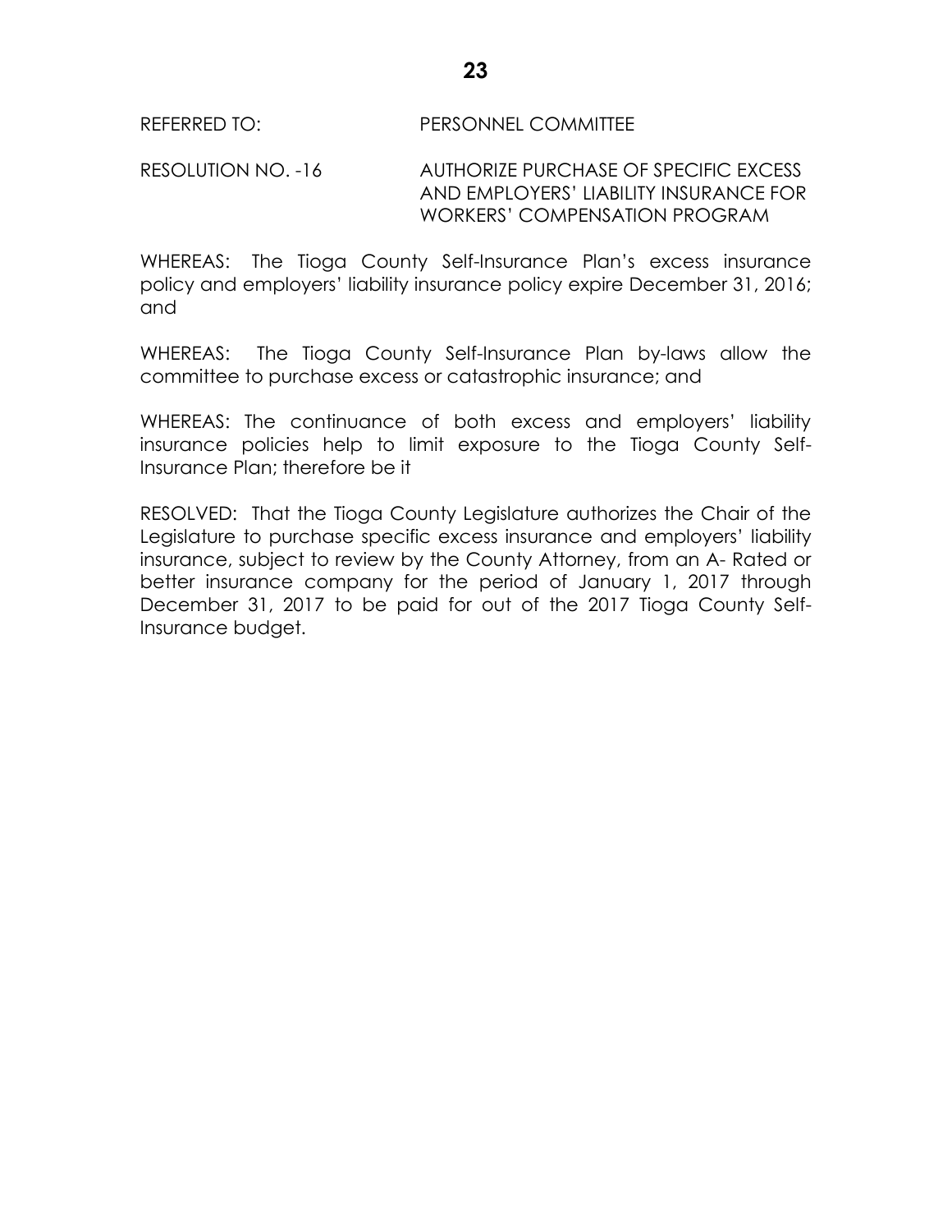REFERRED TO: PERSONNEL COMMITTEE

RESOLUTION NO. -16 AUTHORIZE PURCHASE OF SPECIFIC EXCESS AND EMPLOYERS' LIABILITY INSURANCE FOR WORKERS' COMPENSATION PROGRAM

WHEREAS: The Tioga County Self-Insurance Plan's excess insurance policy and employers' liability insurance policy expire December 31, 2016; and

WHEREAS: The Tioga County Self-Insurance Plan by-laws allow the committee to purchase excess or catastrophic insurance; and

WHEREAS: The continuance of both excess and employers' liability insurance policies help to limit exposure to the Tioga County Self-Insurance Plan; therefore be it

RESOLVED: That the Tioga County Legislature authorizes the Chair of the Legislature to purchase specific excess insurance and employers' liability insurance, subject to review by the County Attorney, from an A- Rated or better insurance company for the period of January 1, 2017 through December 31, 2017 to be paid for out of the 2017 Tioga County Self-Insurance budget.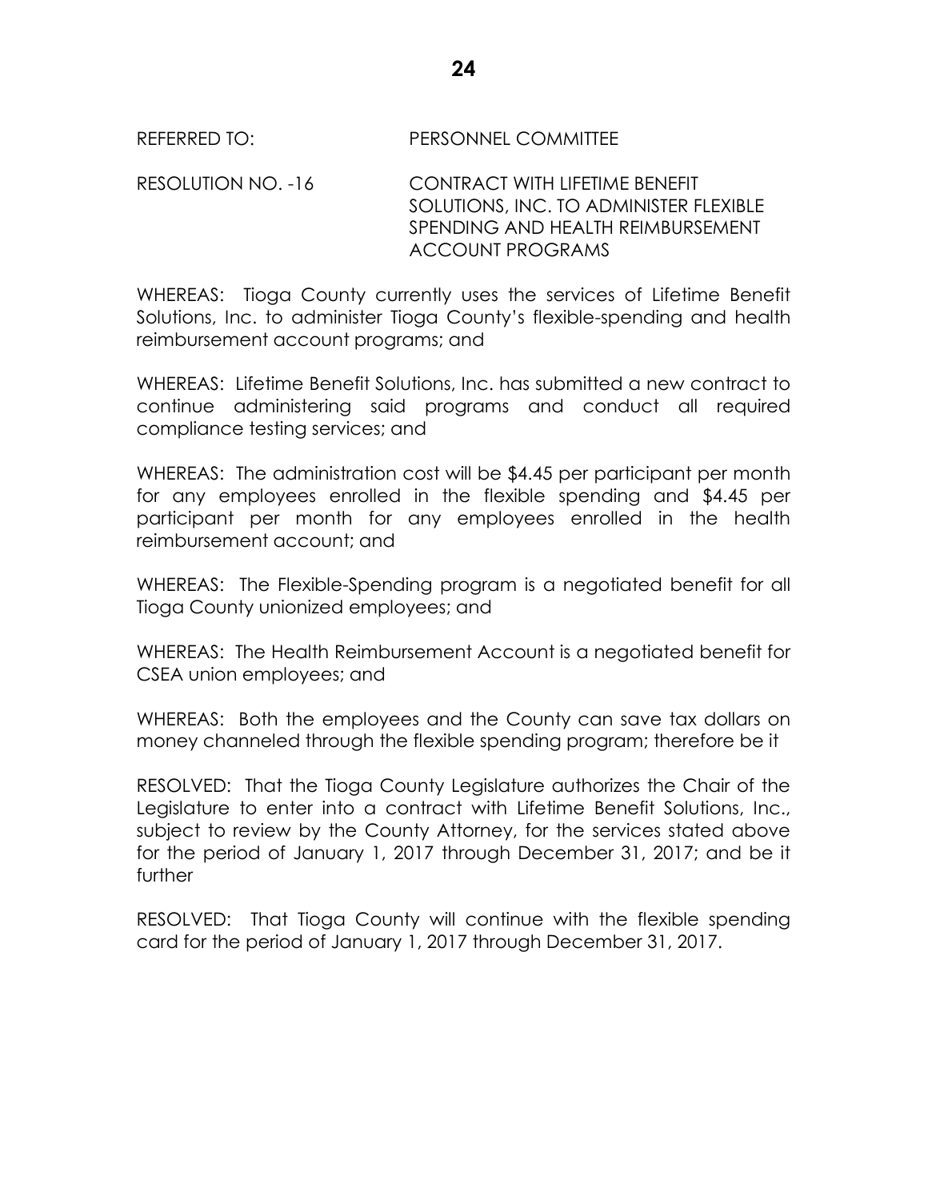REFERRED TO: PERSONNEL COMMITTEE

RESOLUTION NO. -16 CONTRACT WITH LIFETIME BENEFIT SOLUTIONS, INC. TO ADMINISTER FLEXIBLE SPENDING AND HEALTH REIMBURSEMENT ACCOUNT PROGRAMS

WHEREAS: Tioga County currently uses the services of Lifetime Benefit Solutions, Inc. to administer Tioga County's flexible-spending and health reimbursement account programs; and

WHEREAS: Lifetime Benefit Solutions, Inc. has submitted a new contract to continue administering said programs and conduct all required compliance testing services; and

WHEREAS: The administration cost will be $4.45 per participant per month for any employees enrolled in the flexible spending and $4.45 per participant per month for any employees enrolled in the health reimbursement account; and

WHEREAS: The Flexible-Spending program is a negotiated benefit for all Tioga County unionized employees; and

WHEREAS: The Health Reimbursement Account is a negotiated benefit for CSEA union employees; and

WHEREAS: Both the employees and the County can save tax dollars on money channeled through the flexible spending program; therefore be it

RESOLVED: That the Tioga County Legislature authorizes the Chair of the Legislature to enter into a contract with Lifetime Benefit Solutions, Inc., subject to review by the County Attorney, for the services stated above for the period of January 1, 2017 through December 31, 2017; and be it further

RESOLVED: That Tioga County will continue with the flexible spending card for the period of January 1, 2017 through December 31, 2017.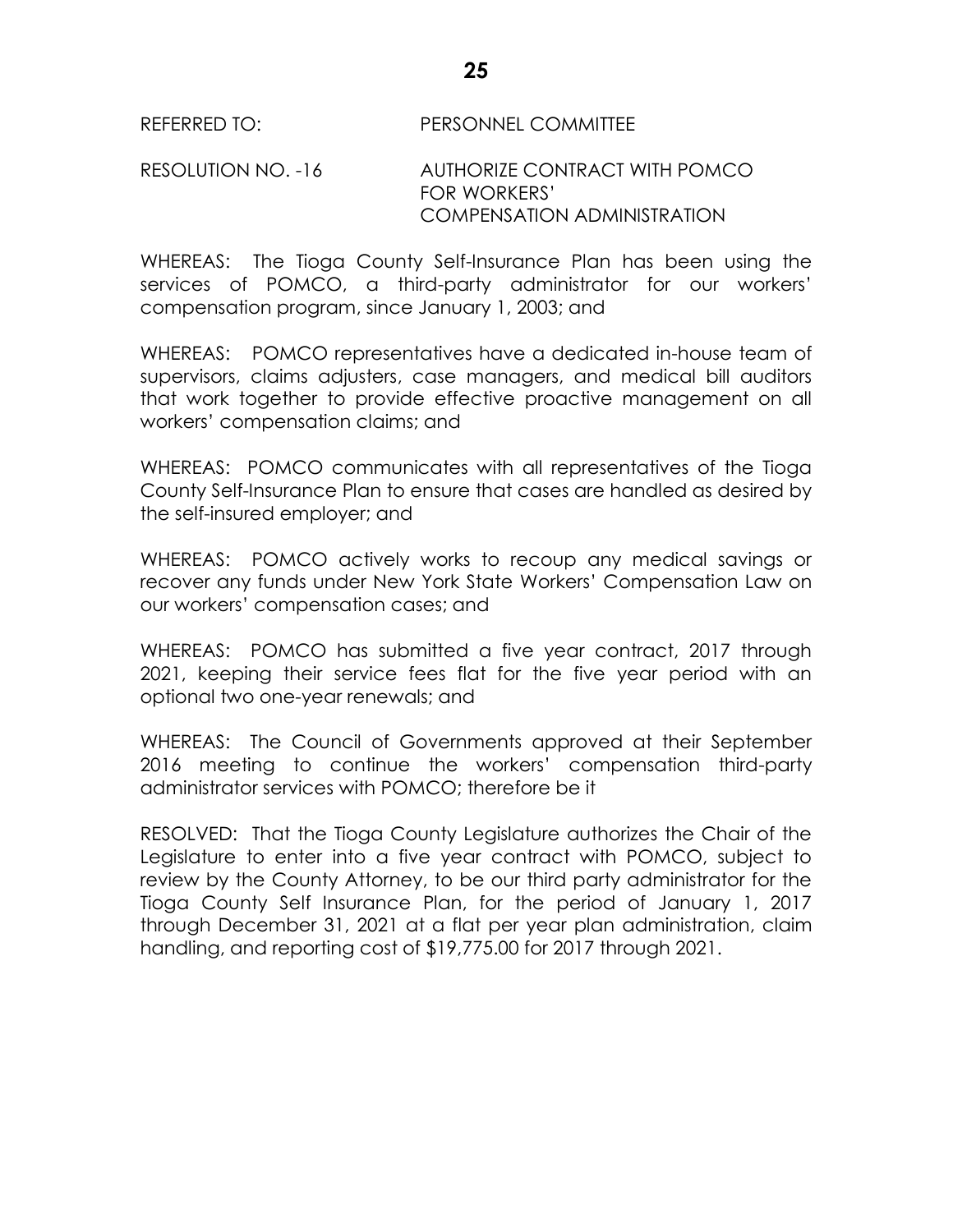REFERRED TO: PERSONNEL COMMITTEE

RESOLUTION NO. -16 AUTHORIZE CONTRACT WITH POMCO FOR WORKERS' COMPENSATION ADMINISTRATION

WHEREAS: The Tioga County Self-Insurance Plan has been using the services of POMCO, a third-party administrator for our workers' compensation program, since January 1, 2003; and

WHEREAS: POMCO representatives have a dedicated in-house team of supervisors, claims adjusters, case managers, and medical bill auditors that work together to provide effective proactive management on all workers' compensation claims; and

WHEREAS: POMCO communicates with all representatives of the Tioga County Self-Insurance Plan to ensure that cases are handled as desired by the self-insured employer; and

WHEREAS: POMCO actively works to recoup any medical savings or recover any funds under New York State Workers' Compensation Law on our workers' compensation cases; and

WHEREAS: POMCO has submitted a five year contract, 2017 through 2021, keeping their service fees flat for the five year period with an optional two one-year renewals; and

WHEREAS: The Council of Governments approved at their September 2016 meeting to continue the workers' compensation third-party administrator services with POMCO; therefore be it

RESOLVED: That the Tioga County Legislature authorizes the Chair of the Legislature to enter into a five year contract with POMCO, subject to review by the County Attorney, to be our third party administrator for the Tioga County Self Insurance Plan, for the period of January 1, 2017 through December 31, 2021 at a flat per year plan administration, claim handling, and reporting cost of $19,775.00 for 2017 through 2021.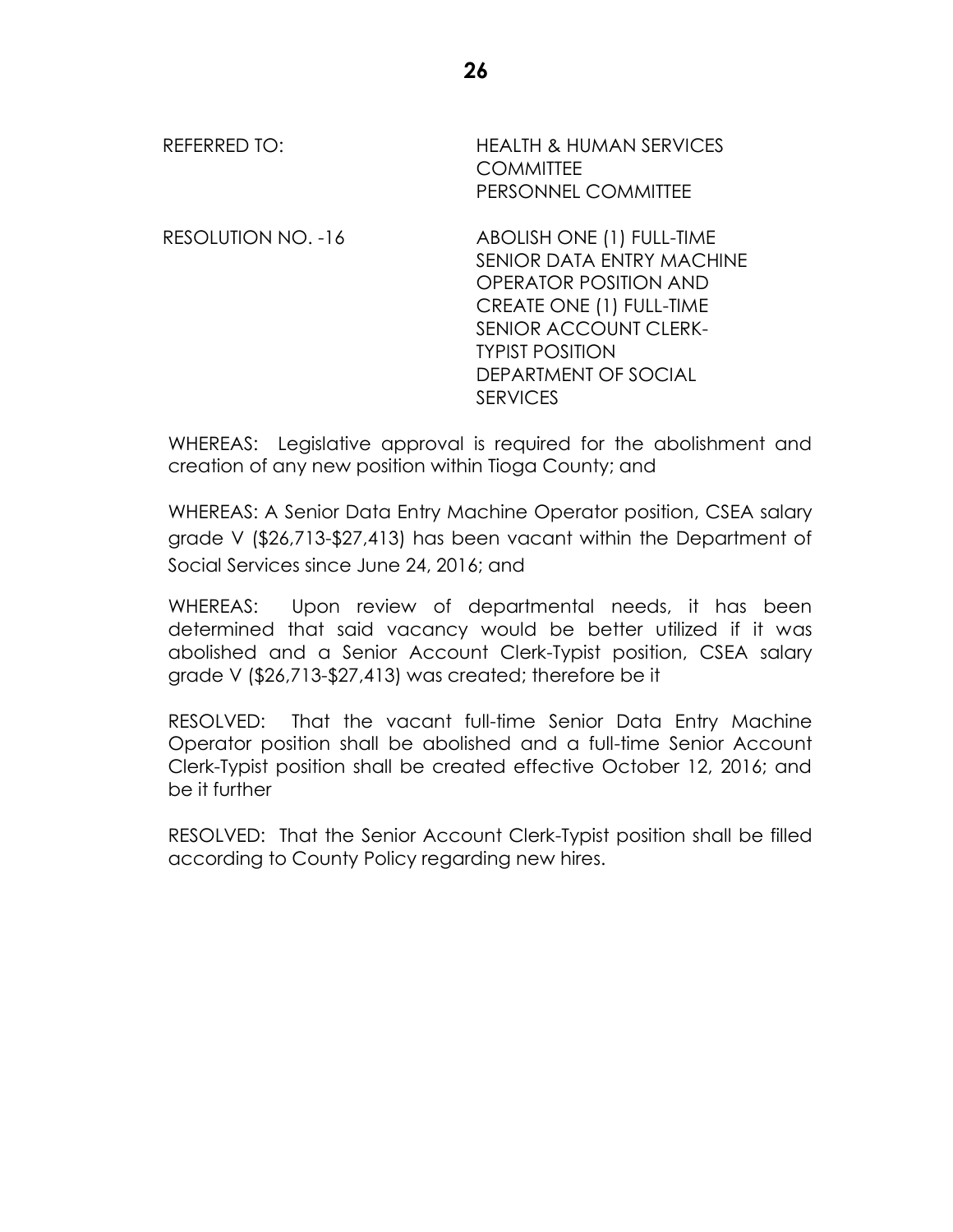REFERRED TO: HEALTH & HUMAN SERVICES COMMITTEE
PERSONNEL COMMITTEE

RESOLUTION NO. -16 ABOLISH ONE (1) FULL-TIME SENIOR DATA ENTRY MACHINE OPERATOR POSITION AND CREATE ONE (1) FULL-TIME SENIOR ACCOUNT CLERK-TYPIST POSITION DEPARTMENT OF SOCIAL SERVICES

WHEREAS: Legislative approval is required for the abolishment and creation of any new position within Tioga County; and

WHEREAS: A Senior Data Entry Machine Operator position, CSEA salary grade V ($26,713-$27,413) has been vacant within the Department of Social Services since June 24, 2016; and

WHEREAS: Upon review of departmental needs, it has been determined that said vacancy would be better utilized if it was abolished and a Senior Account Clerk-Typist position, CSEA salary grade V ($26,713-$27,413) was created; therefore be it

RESOLVED: That the vacant full-time Senior Data Entry Machine Operator position shall be abolished and a full-time Senior Account Clerk-Typist position shall be created effective October 12, 2016; and be it further

RESOLVED: That the Senior Account Clerk-Typist position shall be filled according to County Policy regarding new hires.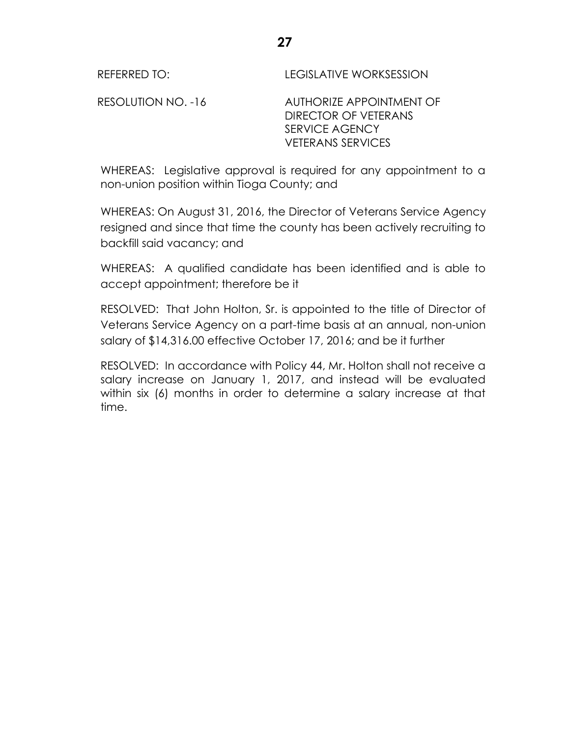REFERRED TO: LEGISLATIVE WORKSESSION

RESOLUTION NO. -16 AUTHORIZE APPOINTMENT OF DIRECTOR OF VETERANS SERVICE AGENCY VETERANS SERVICES

WHEREAS: Legislative approval is required for any appointment to a non-union position within Tioga County; and

WHEREAS: On August 31, 2016, the Director of Veterans Service Agency resigned and since that time the county has been actively recruiting to backfill said vacancy; and

WHEREAS: A qualified candidate has been identified and is able to accept appointment; therefore be it

RESOLVED: That John Holton, Sr. is appointed to the title of Director of Veterans Service Agency on a part-time basis at an annual, non-union salary of $14,316.00 effective October 17, 2016; and be it further

RESOLVED: In accordance with Policy 44, Mr. Holton shall not receive a salary increase on January 1, 2017, and instead will be evaluated within six (6) months in order to determine a salary increase at that time.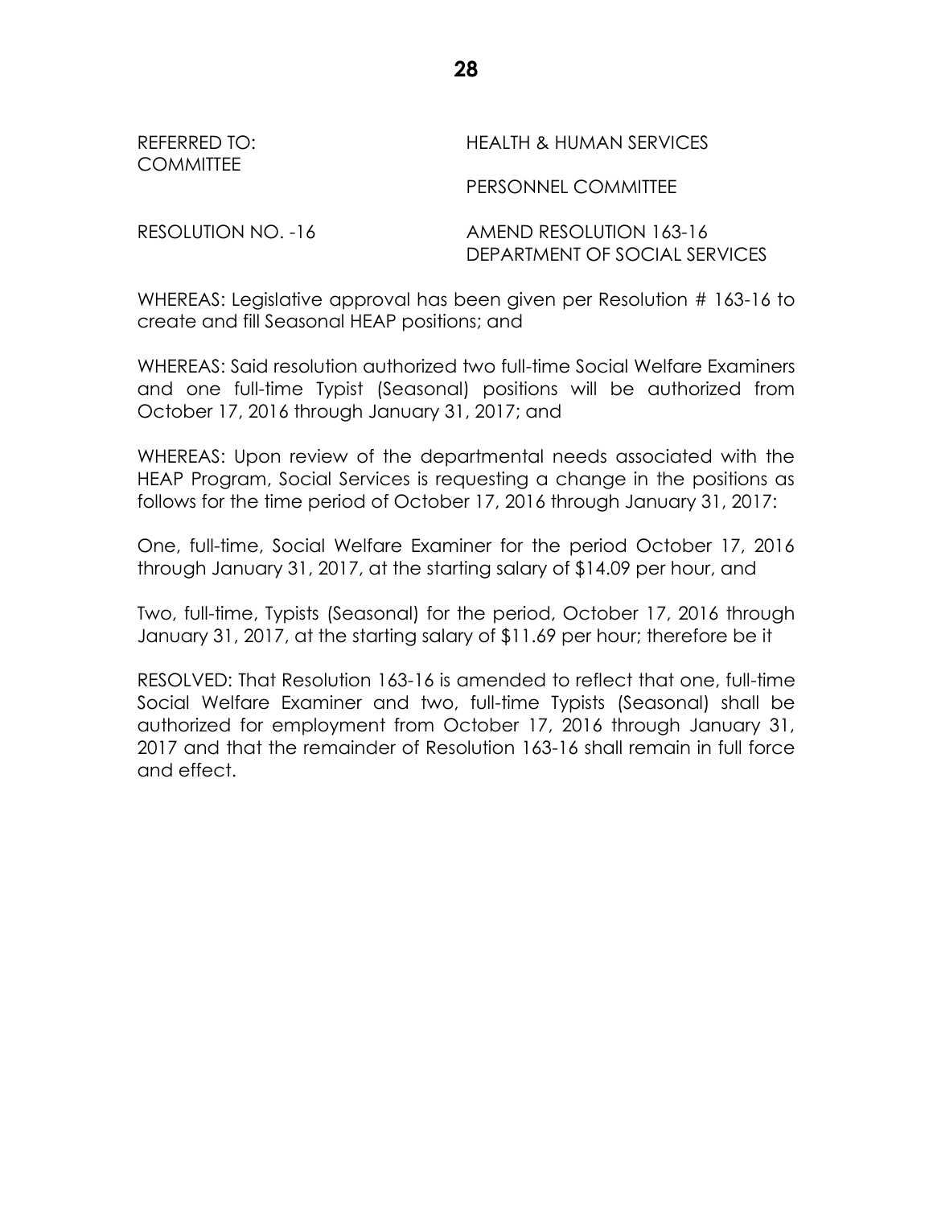REFERRED TO: COMMITTEE

HEALTH & HUMAN SERVICES

PERSONNEL COMMITTEE

RESOLUTION NO. -16

AMEND RESOLUTION 163-16
DEPARTMENT OF SOCIAL SERVICES

WHEREAS: Legislative approval has been given per Resolution # 163-16 to create and fill Seasonal HEAP positions; and

WHEREAS: Said resolution authorized two full-time Social Welfare Examiners and one full-time Typist (Seasonal) positions will be authorized from October 17, 2016 through January 31, 2017; and

WHEREAS: Upon review of the departmental needs associated with the HEAP Program, Social Services is requesting a change in the positions as follows for the time period of October 17, 2016 through January 31, 2017:

One, full-time, Social Welfare Examiner for the period October 17, 2016 through January 31, 2017, at the starting salary of $14.09 per hour, and

Two, full-time, Typists (Seasonal) for the period, October 17, 2016 through January 31, 2017, at the starting salary of $11.69 per hour; therefore be it

RESOLVED: That Resolution 163-16 is amended to reflect that one, full-time Social Welfare Examiner and two, full-time Typists (Seasonal) shall be authorized for employment from October 17, 2016 through January 31, 2017 and that the remainder of Resolution 163-16 shall remain in full force and effect.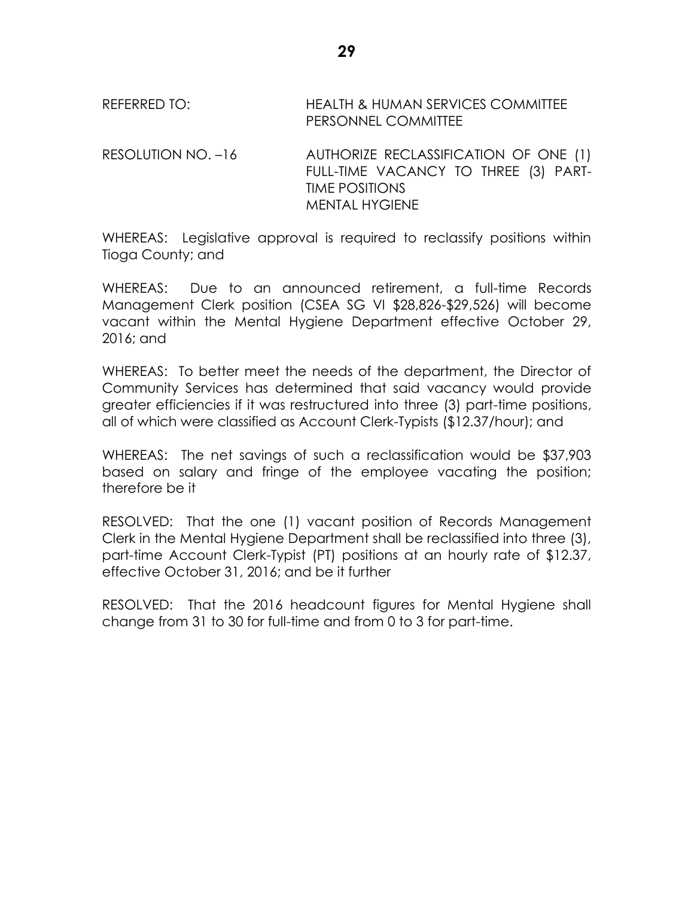REFERRED TO: HEALTH & HUMAN SERVICES COMMITTEE
PERSONNEL COMMITTEE

RESOLUTION NO. –16 AUTHORIZE RECLASSIFICATION OF ONE (1) FULL-TIME VACANCY TO THREE (3) PART-TIME POSITIONS
MENTAL HYGIENE

WHEREAS: Legislative approval is required to reclassify positions within Tioga County; and

WHEREAS: Due to an announced retirement, a full-time Records Management Clerk position (CSEA SG VI $28,826-$29,526) will become vacant within the Mental Hygiene Department effective October 29, 2016; and

WHEREAS: To better meet the needs of the department, the Director of Community Services has determined that said vacancy would provide greater efficiencies if it was restructured into three (3) part-time positions, all of which were classified as Account Clerk-Typists ($12.37/hour); and

WHEREAS: The net savings of such a reclassification would be $37,903 based on salary and fringe of the employee vacating the position; therefore be it

RESOLVED: That the one (1) vacant position of Records Management Clerk in the Mental Hygiene Department shall be reclassified into three (3), part-time Account Clerk-Typist (PT) positions at an hourly rate of $12.37, effective October 31, 2016; and be it further

RESOLVED: That the 2016 headcount figures for Mental Hygiene shall change from 31 to 30 for full-time and from 0 to 3 for part-time.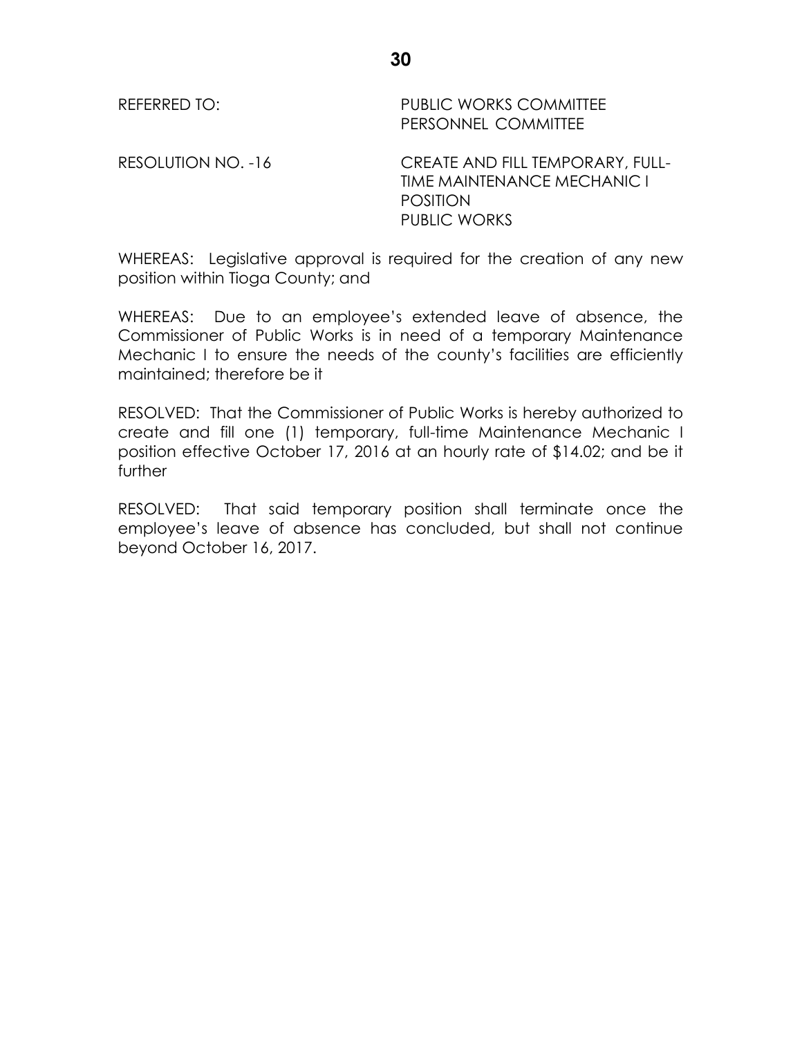REFERRED TO: PUBLIC WORKS COMMITTEE
PERSONNEL COMMITTEE

RESOLUTION NO. -16 CREATE AND FILL TEMPORARY, FULL-TIME MAINTENANCE MECHANIC I POSITION
PUBLIC WORKS

WHEREAS: Legislative approval is required for the creation of any new position within Tioga County; and

WHEREAS: Due to an employee's extended leave of absence, the Commissioner of Public Works is in need of a temporary Maintenance Mechanic I to ensure the needs of the county's facilities are efficiently maintained; therefore be it

RESOLVED: That the Commissioner of Public Works is hereby authorized to create and fill one (1) temporary, full-time Maintenance Mechanic I position effective October 17, 2016 at an hourly rate of $14.02; and be it further

RESOLVED: That said temporary position shall terminate once the employee's leave of absence has concluded, but shall not continue beyond October 16, 2017.